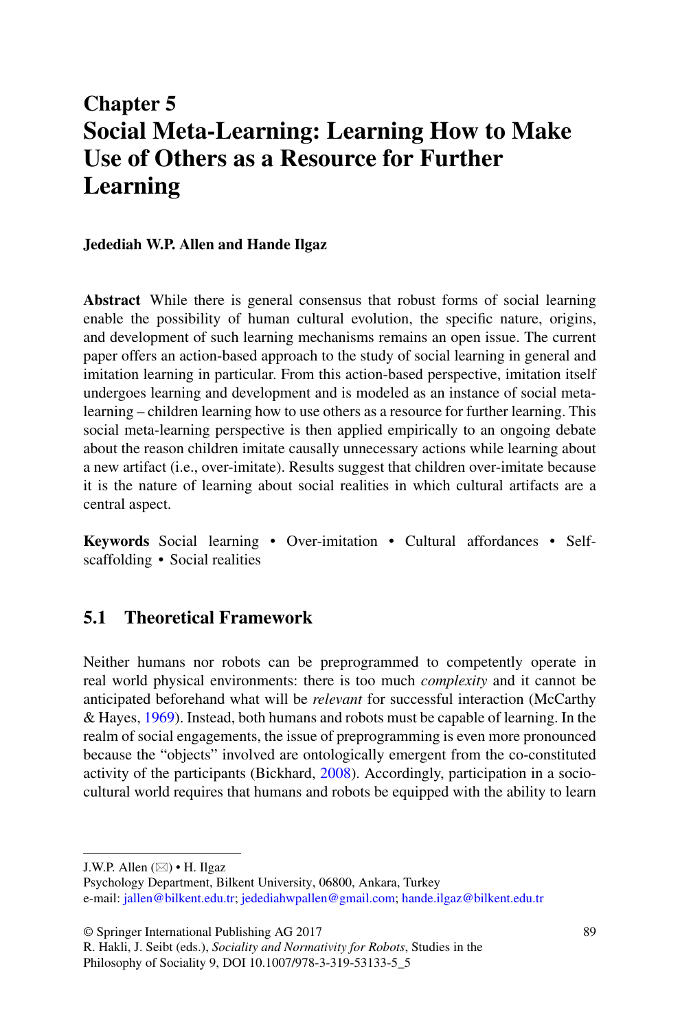# Chapter 5
# Social Meta-Learning: Learning How to Make Use of Others as a Resource for Further Learning

**Jedediah W.P. Allen and Hande Ilgaz**

**Abstract** While there is general consensus that robust forms of social learning enable the possibility of human cultural evolution, the specific nature, origins, and development of such learning mechanisms remains an open issue. The current paper offers an action-based approach to the study of social learning in general and imitation learning in particular. From this action-based perspective, imitation itself undergoes learning and development and is modeled as an instance of social meta-learning – children learning how to use others as a resource for further learning. This social meta-learning perspective is then applied empirically to an ongoing debate about the reason children imitate causally unnecessary actions while learning about a new artifact (i.e., over-imitate). Results suggest that children over-imitate because it is the nature of learning about social realities in which cultural artifacts are a central aspect.

**Keywords** Social learning • Over-imitation • Cultural affordances • Self-scaffolding • Social realities

## 5.1 Theoretical Framework

Neither humans nor robots can be preprogrammed to competently operate in real world physical environments: there is too much *complexity* and it cannot be anticipated beforehand what will be *relevant* for successful interaction (McCarthy & Hayes, 1969). Instead, both humans and robots must be capable of learning. In the realm of social engagements, the issue of preprogramming is even more pronounced because the "objects" involved are ontologically emergent from the co-constituted activity of the participants (Bickhard, 2008). Accordingly, participation in a socio-cultural world requires that humans and robots be equipped with the ability to learn

---

J.W.P. Allen (✉) • H. Ilgaz
Psychology Department, Bilkent University, 06800, Ankara, Turkey
e-mail: jallen@bilkent.edu.tr; jedediahwpallen@gmail.com; hande.ilgaz@bilkent.edu.tr

© Springer International Publishing AG 2017
R. Hakli, J. Seibt (eds.), *Sociality and Normativity for Robots*, Studies in the Philosophy of Sociality 9, DOI 10.1007/978-3-319-53133-5_5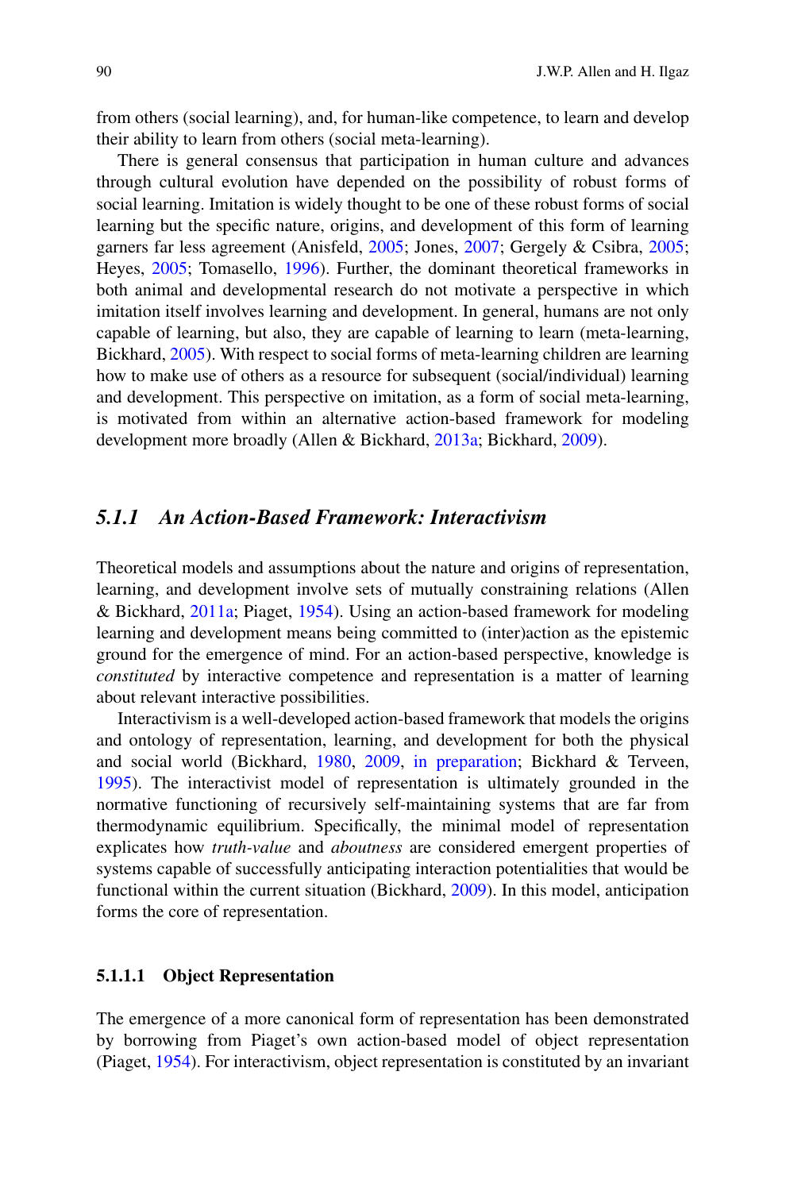from others (social learning), and, for human-like competence, to learn and develop their ability to learn from others (social meta-learning).

There is general consensus that participation in human culture and advances through cultural evolution have depended on the possibility of robust forms of social learning. Imitation is widely thought to be one of these robust forms of social learning but the specific nature, origins, and development of this form of learning garners far less agreement (Anisfeld, 2005; Jones, 2007; Gergely & Csibra, 2005; Heyes, 2005; Tomasello, 1996). Further, the dominant theoretical frameworks in both animal and developmental research do not motivate a perspective in which imitation itself involves learning and development. In general, humans are not only capable of learning, but also, they are capable of learning to learn (meta-learning, Bickhard, 2005). With respect to social forms of meta-learning children are learning how to make use of others as a resource for subsequent (social/individual) learning and development. This perspective on imitation, as a form of social meta-learning, is motivated from within an alternative action-based framework for modeling development more broadly (Allen & Bickhard, 2013a; Bickhard, 2009).

### *5.1.1 An Action-Based Framework: Interactivism*

Theoretical models and assumptions about the nature and origins of representation, learning, and development involve sets of mutually constraining relations (Allen & Bickhard, 2011a; Piaget, 1954). Using an action-based framework for modeling learning and development means being committed to (inter)action as the epistemic ground for the emergence of mind. For an action-based perspective, knowledge is *constituted* by interactive competence and representation is a matter of learning about relevant interactive possibilities.

Interactivism is a well-developed action-based framework that models the origins and ontology of representation, learning, and development for both the physical and social world (Bickhard, 1980, 2009, in preparation; Bickhard & Terveen, 1995). The interactivist model of representation is ultimately grounded in the normative functioning of recursively self-maintaining systems that are far from thermodynamic equilibrium. Specifically, the minimal model of representation explicates how *truth-value* and *aboutness* are considered emergent properties of systems capable of successfully anticipating interaction potentialities that would be functional within the current situation (Bickhard, 2009). In this model, anticipation forms the core of representation.

#### **5.1.1.1 Object Representation**

The emergence of a more canonical form of representation has been demonstrated by borrowing from Piaget's own action-based model of object representation (Piaget, 1954). For interactivism, object representation is constituted by an invariant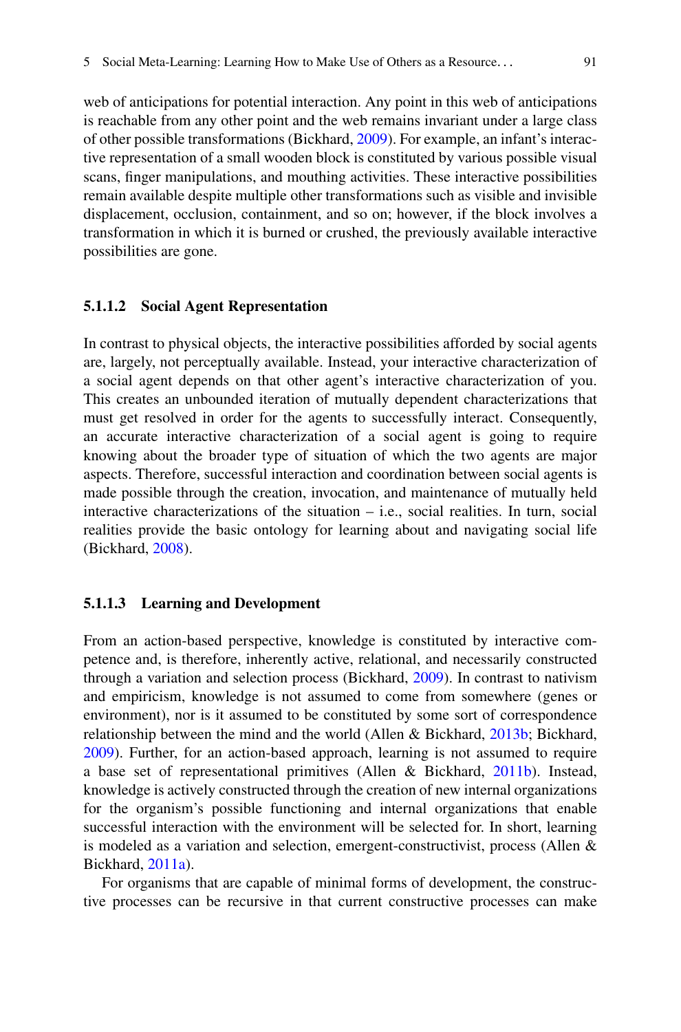web of anticipations for potential interaction. Any point in this web of anticipations is reachable from any other point and the web remains invariant under a large class of other possible transformations (Bickhard, 2009). For example, an infant's interactive representation of a small wooden block is constituted by various possible visual scans, finger manipulations, and mouthing activities. These interactive possibilities remain available despite multiple other transformations such as visible and invisible displacement, occlusion, containment, and so on; however, if the block involves a transformation in which it is burned or crushed, the previously available interactive possibilities are gone.

#### 5.1.1.2 Social Agent Representation

In contrast to physical objects, the interactive possibilities afforded by social agents are, largely, not perceptually available. Instead, your interactive characterization of a social agent depends on that other agent's interactive characterization of you. This creates an unbounded iteration of mutually dependent characterizations that must get resolved in order for the agents to successfully interact. Consequently, an accurate interactive characterization of a social agent is going to require knowing about the broader type of situation of which the two agents are major aspects. Therefore, successful interaction and coordination between social agents is made possible through the creation, invocation, and maintenance of mutually held interactive characterizations of the situation – i.e., social realities. In turn, social realities provide the basic ontology for learning about and navigating social life (Bickhard, 2008).

#### 5.1.1.3 Learning and Development

From an action-based perspective, knowledge is constituted by interactive competence and, is therefore, inherently active, relational, and necessarily constructed through a variation and selection process (Bickhard, 2009). In contrast to nativism and empiricism, knowledge is not assumed to come from somewhere (genes or environment), nor is it assumed to be constituted by some sort of correspondence relationship between the mind and the world (Allen & Bickhard, 2013b; Bickhard, 2009). Further, for an action-based approach, learning is not assumed to require a base set of representational primitives (Allen & Bickhard, 2011b). Instead, knowledge is actively constructed through the creation of new internal organizations for the organism's possible functioning and internal organizations that enable successful interaction with the environment will be selected for. In short, learning is modeled as a variation and selection, emergent-constructivist, process (Allen & Bickhard, 2011a).

For organisms that are capable of minimal forms of development, the constructive processes can be recursive in that current constructive processes can make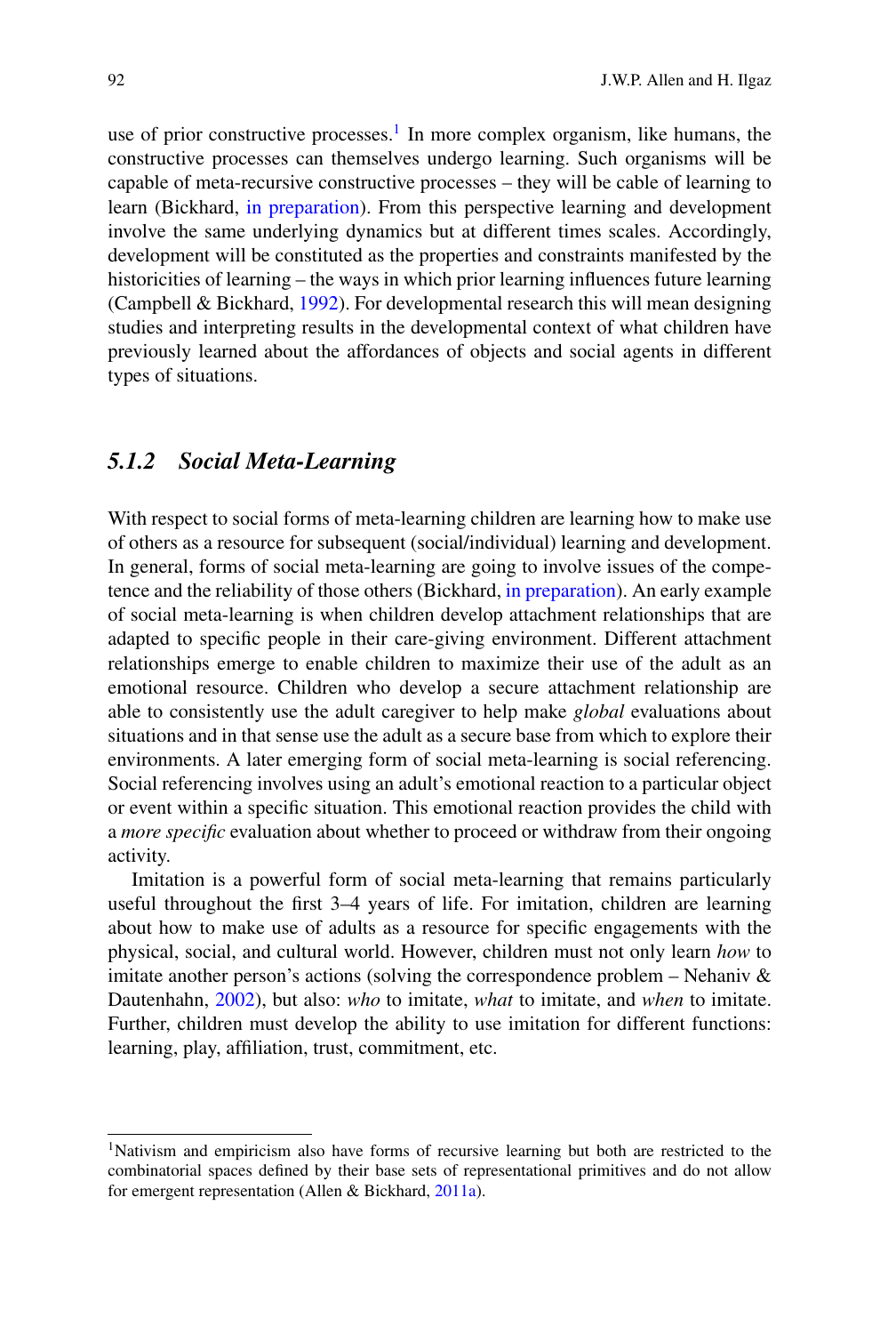use of prior constructive processes.[1] In more complex organism, like humans, the constructive processes can themselves undergo learning. Such organisms will be capable of meta-recursive constructive processes – they will be cable of learning to learn (Bickhard, in preparation). From this perspective learning and development involve the same underlying dynamics but at different times scales. Accordingly, development will be constituted as the properties and constraints manifested by the historicities of learning – the ways in which prior learning influences future learning (Campbell & Bickhard, 1992). For developmental research this will mean designing studies and interpreting results in the developmental context of what children have previously learned about the affordances of objects and social agents in different types of situations.

### 5.1.2 Social Meta-Learning

With respect to social forms of meta-learning children are learning how to make use of others as a resource for subsequent (social/individual) learning and development. In general, forms of social meta-learning are going to involve issues of the competence and the reliability of those others (Bickhard, in preparation). An early example of social meta-learning is when children develop attachment relationships that are adapted to specific people in their care-giving environment. Different attachment relationships emerge to enable children to maximize their use of the adult as an emotional resource. Children who develop a secure attachment relationship are able to consistently use the adult caregiver to help make *global* evaluations about situations and in that sense use the adult as a secure base from which to explore their environments. A later emerging form of social meta-learning is social referencing. Social referencing involves using an adult's emotional reaction to a particular object or event within a specific situation. This emotional reaction provides the child with a *more specific* evaluation about whether to proceed or withdraw from their ongoing activity.

Imitation is a powerful form of social meta-learning that remains particularly useful throughout the first 3–4 years of life. For imitation, children are learning about how to make use of adults as a resource for specific engagements with the physical, social, and cultural world. However, children must not only learn *how* to imitate another person's actions (solving the correspondence problem – Nehaniv & Dautenhahn, 2002), but also: *who* to imitate, *what* to imitate, and *when* to imitate. Further, children must develop the ability to use imitation for different functions: learning, play, affiliation, trust, commitment, etc.

---

[1]Nativism and empiricism also have forms of recursive learning but both are restricted to the combinatorial spaces defined by their base sets of representational primitives and do not allow for emergent representation (Allen & Bickhard, 2011a).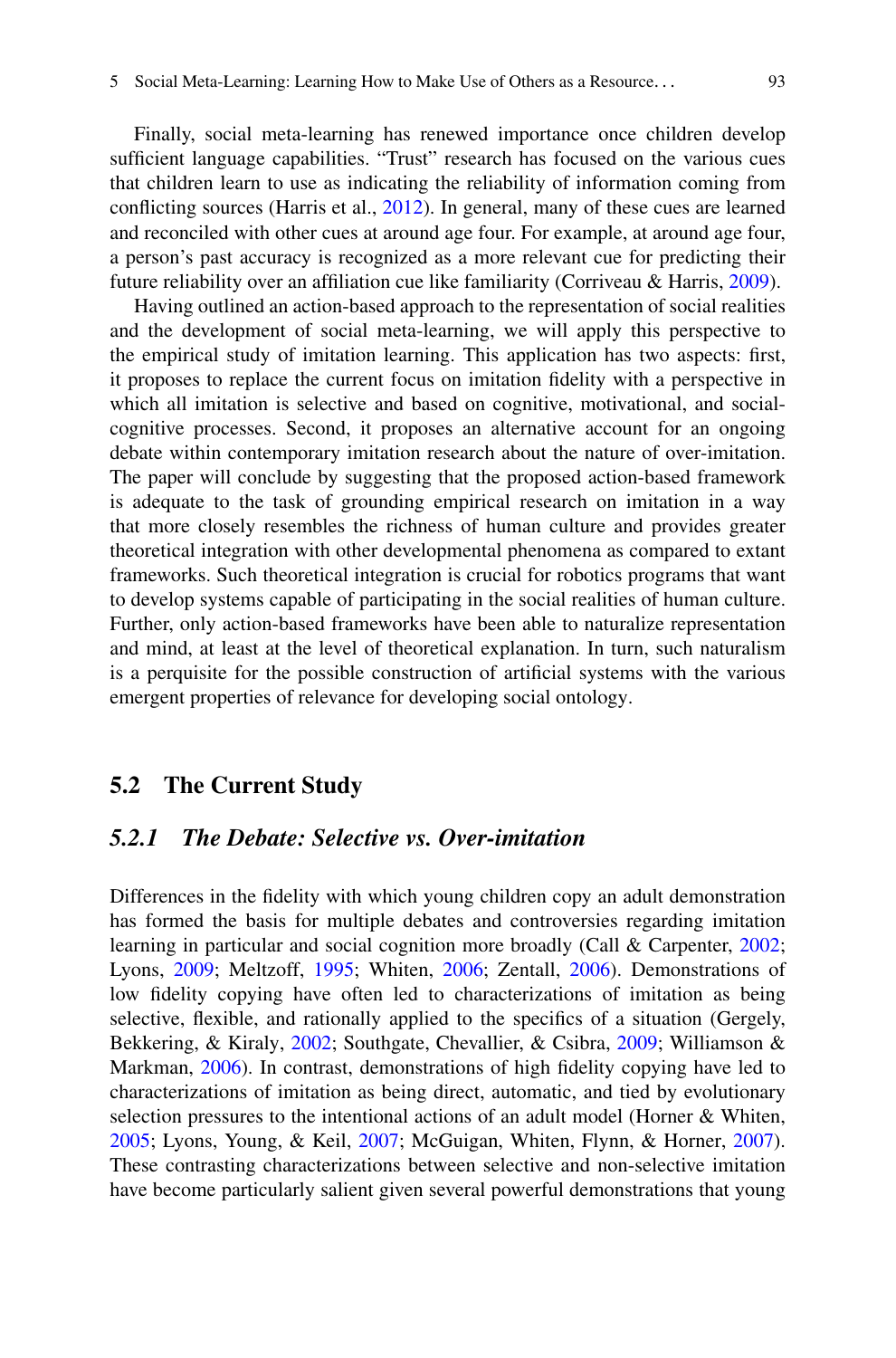Finally, social meta-learning has renewed importance once children develop sufficient language capabilities. "Trust" research has focused on the various cues that children learn to use as indicating the reliability of information coming from conflicting sources (Harris et al., 2012). In general, many of these cues are learned and reconciled with other cues at around age four. For example, at around age four, a person's past accuracy is recognized as a more relevant cue for predicting their future reliability over an affiliation cue like familiarity (Corriveau & Harris, 2009).

Having outlined an action-based approach to the representation of social realities and the development of social meta-learning, we will apply this perspective to the empirical study of imitation learning. This application has two aspects: first, it proposes to replace the current focus on imitation fidelity with a perspective in which all imitation is selective and based on cognitive, motivational, and social-cognitive processes. Second, it proposes an alternative account for an ongoing debate within contemporary imitation research about the nature of over-imitation. The paper will conclude by suggesting that the proposed action-based framework is adequate to the task of grounding empirical research on imitation in a way that more closely resembles the richness of human culture and provides greater theoretical integration with other developmental phenomena as compared to extant frameworks. Such theoretical integration is crucial for robotics programs that want to develop systems capable of participating in the social realities of human culture. Further, only action-based frameworks have been able to naturalize representation and mind, at least at the level of theoretical explanation. In turn, such naturalism is a perquisite for the possible construction of artificial systems with the various emergent properties of relevance for developing social ontology.

## 5.2 The Current Study

### *5.2.1 The Debate: Selective vs. Over-imitation*

Differences in the fidelity with which young children copy an adult demonstration has formed the basis for multiple debates and controversies regarding imitation learning in particular and social cognition more broadly (Call & Carpenter, 2002; Lyons, 2009; Meltzoff, 1995; Whiten, 2006; Zentall, 2006). Demonstrations of low fidelity copying have often led to characterizations of imitation as being selective, flexible, and rationally applied to the specifics of a situation (Gergely, Bekkering, & Kiraly, 2002; Southgate, Chevallier, & Csibra, 2009; Williamson & Markman, 2006). In contrast, demonstrations of high fidelity copying have led to characterizations of imitation as being direct, automatic, and tied by evolutionary selection pressures to the intentional actions of an adult model (Horner & Whiten, 2005; Lyons, Young, & Keil, 2007; McGuigan, Whiten, Flynn, & Horner, 2007). These contrasting characterizations between selective and non-selective imitation have become particularly salient given several powerful demonstrations that young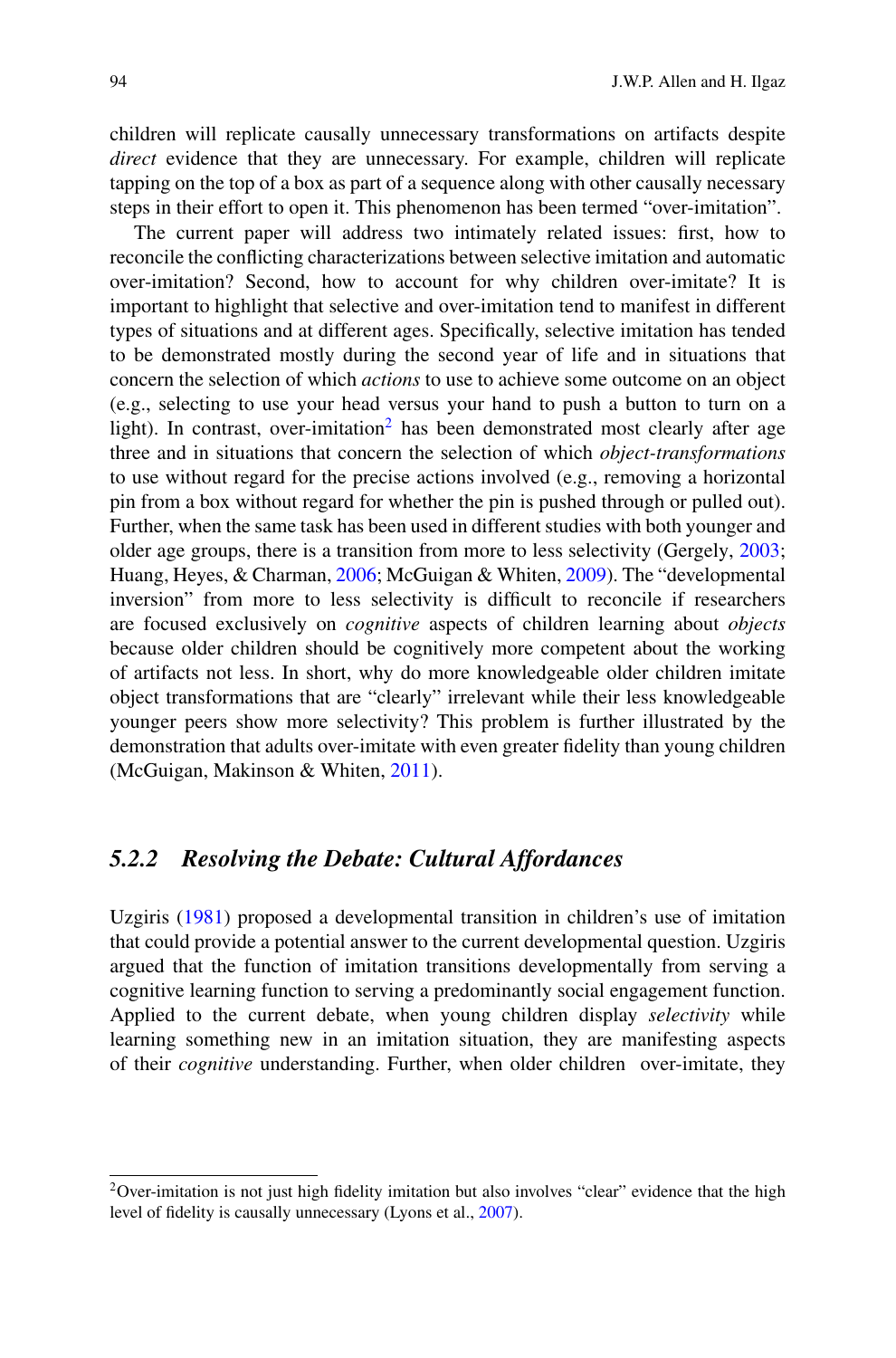children will replicate causally unnecessary transformations on artifacts despite *direct* evidence that they are unnecessary. For example, children will replicate tapping on the top of a box as part of a sequence along with other causally necessary steps in their effort to open it. This phenomenon has been termed "over-imitation".

The current paper will address two intimately related issues: first, how to reconcile the conflicting characterizations between selective imitation and automatic over-imitation? Second, how to account for why children over-imitate? It is important to highlight that selective and over-imitation tend to manifest in different types of situations and at different ages. Specifically, selective imitation has tended to be demonstrated mostly during the second year of life and in situations that concern the selection of which *actions* to use to achieve some outcome on an object (e.g., selecting to use your head versus your hand to push a button to turn on a light). In contrast, over-imitation[2] has been demonstrated most clearly after age three and in situations that concern the selection of which *object-transformations* to use without regard for the precise actions involved (e.g., removing a horizontal pin from a box without regard for whether the pin is pushed through or pulled out). Further, when the same task has been used in different studies with both younger and older age groups, there is a transition from more to less selectivity (Gergely, 2003; Huang, Heyes, & Charman, 2006; McGuigan & Whiten, 2009). The "developmental inversion" from more to less selectivity is difficult to reconcile if researchers are focused exclusively on *cognitive* aspects of children learning about *objects* because older children should be cognitively more competent about the working of artifacts not less. In short, why do more knowledgeable older children imitate object transformations that are "clearly" irrelevant while their less knowledgeable younger peers show more selectivity? This problem is further illustrated by the demonstration that adults over-imitate with even greater fidelity than young children (McGuigan, Makinson & Whiten, 2011).

### 5.2.2 *Resolving the Debate: Cultural Affordances*

Uzgiris (1981) proposed a developmental transition in children's use of imitation that could provide a potential answer to the current developmental question. Uzgiris argued that the function of imitation transitions developmentally from serving a cognitive learning function to serving a predominantly social engagement function. Applied to the current debate, when young children display *selectivity* while learning something new in an imitation situation, they are manifesting aspects of their *cognitive* understanding. Further, when older children over-imitate, they

[2]Over-imitation is not just high fidelity imitation but also involves "clear" evidence that the high level of fidelity is causally unnecessary (Lyons et al., 2007).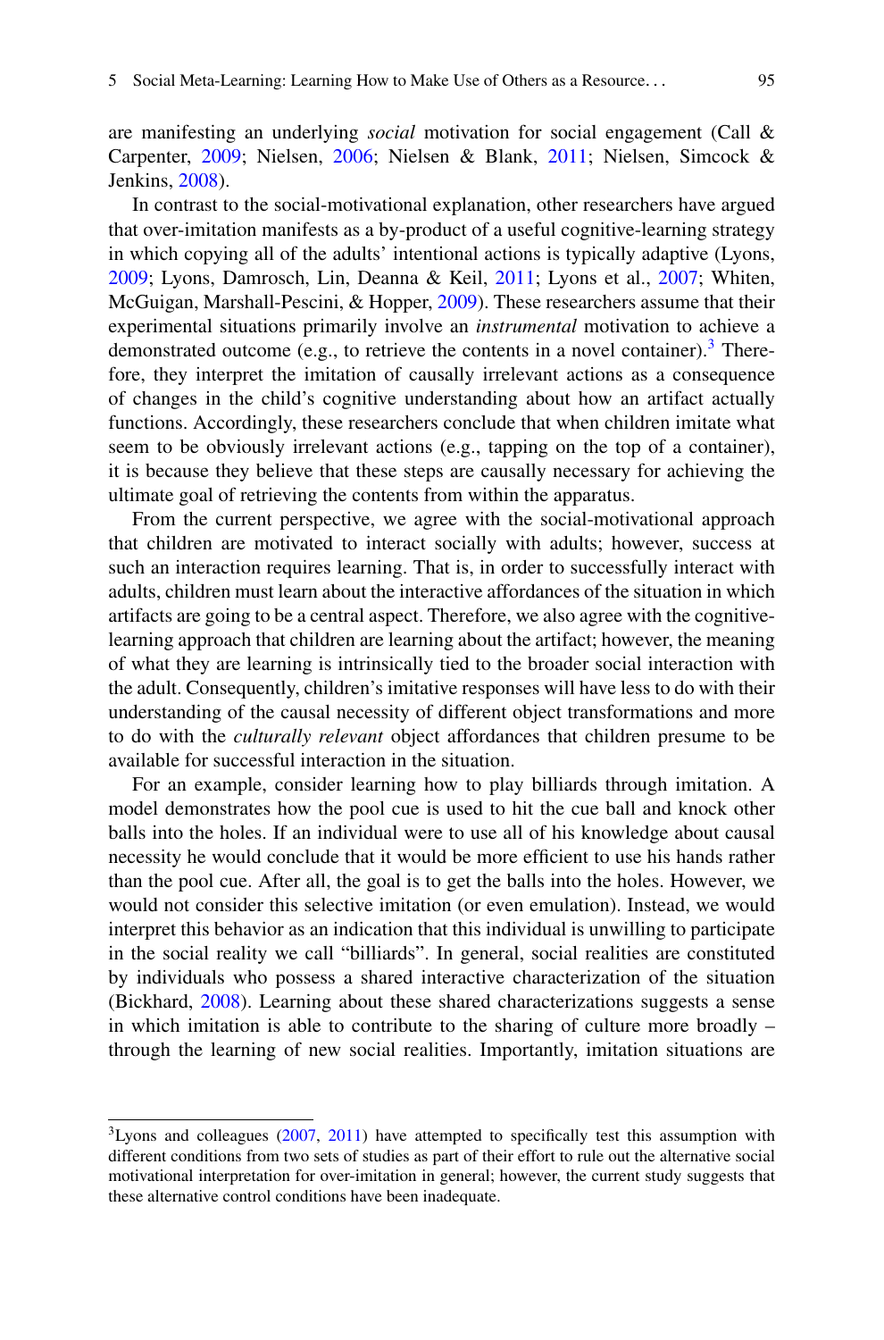are manifesting an underlying *social* motivation for social engagement (Call & Carpenter, 2009; Nielsen, 2006; Nielsen & Blank, 2011; Nielsen, Simcock & Jenkins, 2008).

In contrast to the social-motivational explanation, other researchers have argued that over-imitation manifests as a by-product of a useful cognitive-learning strategy in which copying all of the adults' intentional actions is typically adaptive (Lyons, 2009; Lyons, Damrosch, Lin, Deanna & Keil, 2011; Lyons et al., 2007; Whiten, McGuigan, Marshall-Pescini, & Hopper, 2009). These researchers assume that their experimental situations primarily involve an *instrumental* motivation to achieve a demonstrated outcome (e.g., to retrieve the contents in a novel container).[3] Therefore, they interpret the imitation of causally irrelevant actions as a consequence of changes in the child's cognitive understanding about how an artifact actually functions. Accordingly, these researchers conclude that when children imitate what seem to be obviously irrelevant actions (e.g., tapping on the top of a container), it is because they believe that these steps are causally necessary for achieving the ultimate goal of retrieving the contents from within the apparatus.

From the current perspective, we agree with the social-motivational approach that children are motivated to interact socially with adults; however, success at such an interaction requires learning. That is, in order to successfully interact with adults, children must learn about the interactive affordances of the situation in which artifacts are going to be a central aspect. Therefore, we also agree with the cognitive-learning approach that children are learning about the artifact; however, the meaning of what they are learning is intrinsically tied to the broader social interaction with the adult. Consequently, children's imitative responses will have less to do with their understanding of the causal necessity of different object transformations and more to do with the *culturally relevant* object affordances that children presume to be available for successful interaction in the situation.

For an example, consider learning how to play billiards through imitation. A model demonstrates how the pool cue is used to hit the cue ball and knock other balls into the holes. If an individual were to use all of his knowledge about causal necessity he would conclude that it would be more efficient to use his hands rather than the pool cue. After all, the goal is to get the balls into the holes. However, we would not consider this selective imitation (or even emulation). Instead, we would interpret this behavior as an indication that this individual is unwilling to participate in the social reality we call "billiards". In general, social realities are constituted by individuals who possess a shared interactive characterization of the situation (Bickhard, 2008). Learning about these shared characterizations suggests a sense in which imitation is able to contribute to the sharing of culture more broadly – through the learning of new social realities. Importantly, imitation situations are

[3]Lyons and colleagues (2007, 2011) have attempted to specifically test this assumption with different conditions from two sets of studies as part of their effort to rule out the alternative social motivational interpretation for over-imitation in general; however, the current study suggests that these alternative control conditions have been inadequate.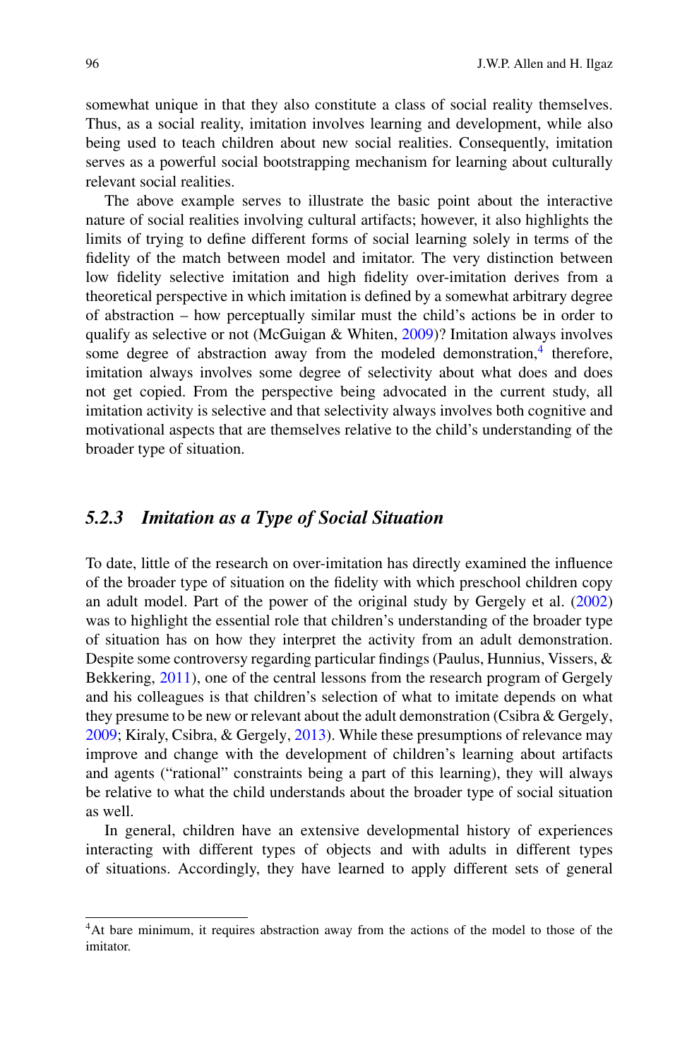somewhat unique in that they also constitute a class of social reality themselves. Thus, as a social reality, imitation involves learning and development, while also being used to teach children about new social realities. Consequently, imitation serves as a powerful social bootstrapping mechanism for learning about culturally relevant social realities.

The above example serves to illustrate the basic point about the interactive nature of social realities involving cultural artifacts; however, it also highlights the limits of trying to define different forms of social learning solely in terms of the fidelity of the match between model and imitator. The very distinction between low fidelity selective imitation and high fidelity over-imitation derives from a theoretical perspective in which imitation is defined by a somewhat arbitrary degree of abstraction – how perceptually similar must the child's actions be in order to qualify as selective or not (McGuigan & Whiten, 2009)? Imitation always involves some degree of abstraction away from the modeled demonstration,[4] therefore, imitation always involves some degree of selectivity about what does and does not get copied. From the perspective being advocated in the current study, all imitation activity is selective and that selectivity always involves both cognitive and motivational aspects that are themselves relative to the child's understanding of the broader type of situation.

### *5.2.3 Imitation as a Type of Social Situation*

To date, little of the research on over-imitation has directly examined the influence of the broader type of situation on the fidelity with which preschool children copy an adult model. Part of the power of the original study by Gergely et al. (2002) was to highlight the essential role that children's understanding of the broader type of situation has on how they interpret the activity from an adult demonstration. Despite some controversy regarding particular findings (Paulus, Hunnius, Vissers, & Bekkering, 2011), one of the central lessons from the research program of Gergely and his colleagues is that children's selection of what to imitate depends on what they presume to be new or relevant about the adult demonstration (Csibra & Gergely, 2009; Kiraly, Csibra, & Gergely, 2013). While these presumptions of relevance may improve and change with the development of children's learning about artifacts and agents ("rational" constraints being a part of this learning), they will always be relative to what the child understands about the broader type of social situation as well.

In general, children have an extensive developmental history of experiences interacting with different types of objects and with adults in different types of situations. Accordingly, they have learned to apply different sets of general

---

[4] At bare minimum, it requires abstraction away from the actions of the model to those of the imitator.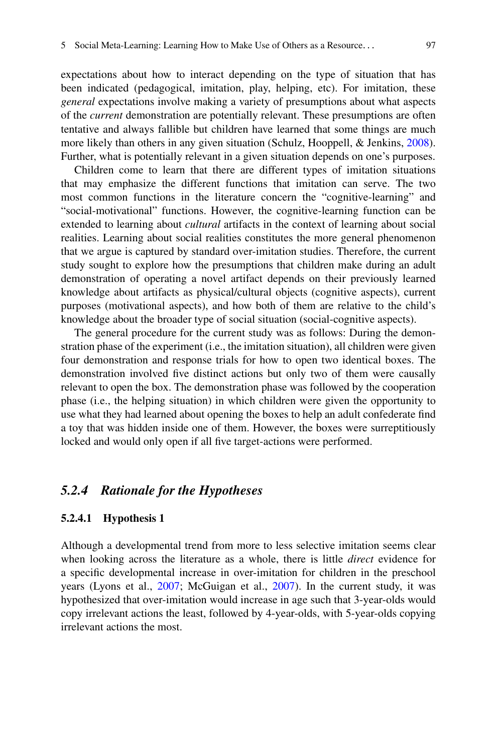expectations about how to interact depending on the type of situation that has been indicated (pedagogical, imitation, play, helping, etc). For imitation, these *general* expectations involve making a variety of presumptions about what aspects of the *current* demonstration are potentially relevant. These presumptions are often tentative and always fallible but children have learned that some things are much more likely than others in any given situation (Schulz, Hooppell, & Jenkins, 2008). Further, what is potentially relevant in a given situation depends on one's purposes.

Children come to learn that there are different types of imitation situations that may emphasize the different functions that imitation can serve. The two most common functions in the literature concern the "cognitive-learning" and "social-motivational" functions. However, the cognitive-learning function can be extended to learning about *cultural* artifacts in the context of learning about social realities. Learning about social realities constitutes the more general phenomenon that we argue is captured by standard over-imitation studies. Therefore, the current study sought to explore how the presumptions that children make during an adult demonstration of operating a novel artifact depends on their previously learned knowledge about artifacts as physical/cultural objects (cognitive aspects), current purposes (motivational aspects), and how both of them are relative to the child's knowledge about the broader type of social situation (social-cognitive aspects).

The general procedure for the current study was as follows: During the demonstration phase of the experiment (i.e., the imitation situation), all children were given four demonstration and response trials for how to open two identical boxes. The demonstration involved five distinct actions but only two of them were causally relevant to open the box. The demonstration phase was followed by the cooperation phase (i.e., the helping situation) in which children were given the opportunity to use what they had learned about opening the boxes to help an adult confederate find a toy that was hidden inside one of them. However, the boxes were surreptitiously locked and would only open if all five target-actions were performed.

### *5.2.4 Rationale for the Hypotheses*

#### 5.2.4.1 Hypothesis 1

Although a developmental trend from more to less selective imitation seems clear when looking across the literature as a whole, there is little *direct* evidence for a specific developmental increase in over-imitation for children in the preschool years (Lyons et al., 2007; McGuigan et al., 2007). In the current study, it was hypothesized that over-imitation would increase in age such that 3-year-olds would copy irrelevant actions the least, followed by 4-year-olds, with 5-year-olds copying irrelevant actions the most.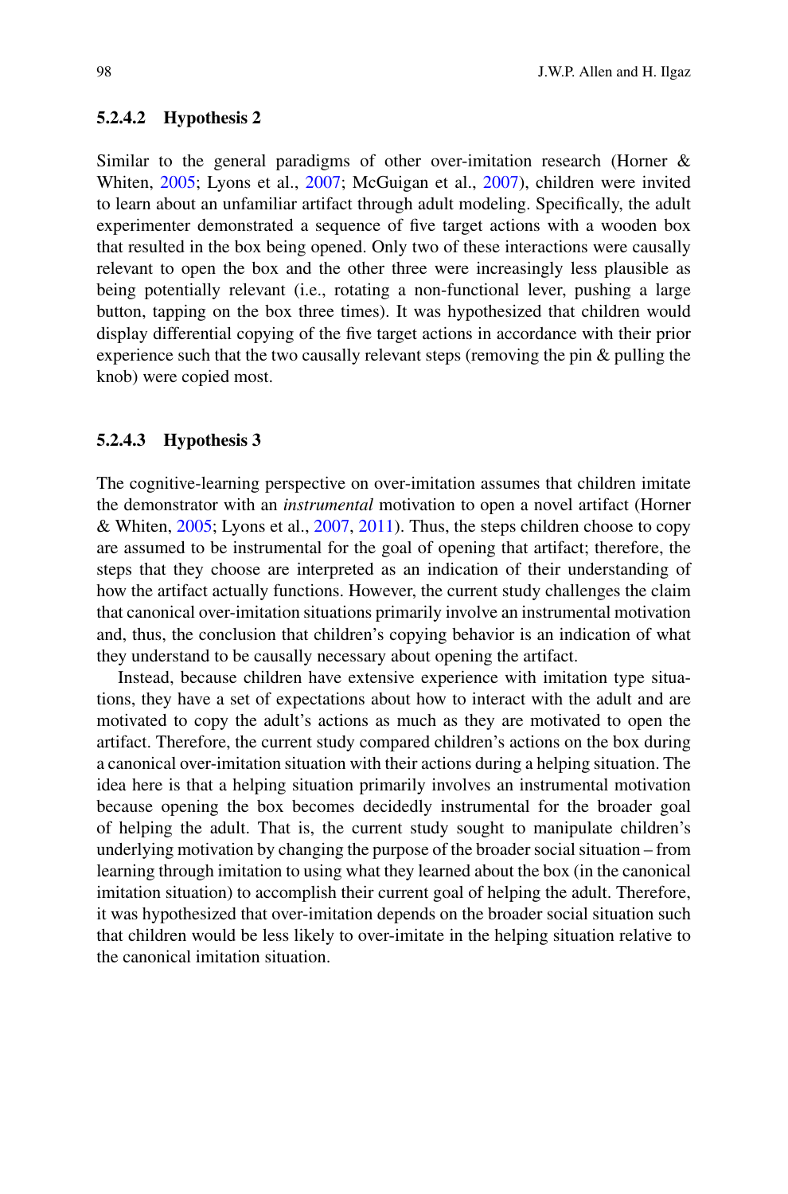#### 5.2.4.2 Hypothesis 2

Similar to the general paradigms of other over-imitation research (Horner & Whiten, 2005; Lyons et al., 2007; McGuigan et al., 2007), children were invited to learn about an unfamiliar artifact through adult modeling. Specifically, the adult experimenter demonstrated a sequence of five target actions with a wooden box that resulted in the box being opened. Only two of these interactions were causally relevant to open the box and the other three were increasingly less plausible as being potentially relevant (i.e., rotating a non-functional lever, pushing a large button, tapping on the box three times). It was hypothesized that children would display differential copying of the five target actions in accordance with their prior experience such that the two causally relevant steps (removing the pin & pulling the knob) were copied most.

#### 5.2.4.3 Hypothesis 3

The cognitive-learning perspective on over-imitation assumes that children imitate the demonstrator with an *instrumental* motivation to open a novel artifact (Horner & Whiten, 2005; Lyons et al., 2007, 2011). Thus, the steps children choose to copy are assumed to be instrumental for the goal of opening that artifact; therefore, the steps that they choose are interpreted as an indication of their understanding of how the artifact actually functions. However, the current study challenges the claim that canonical over-imitation situations primarily involve an instrumental motivation and, thus, the conclusion that children's copying behavior is an indication of what they understand to be causally necessary about opening the artifact.

Instead, because children have extensive experience with imitation type situations, they have a set of expectations about how to interact with the adult and are motivated to copy the adult's actions as much as they are motivated to open the artifact. Therefore, the current study compared children's actions on the box during a canonical over-imitation situation with their actions during a helping situation. The idea here is that a helping situation primarily involves an instrumental motivation because opening the box becomes decidedly instrumental for the broader goal of helping the adult. That is, the current study sought to manipulate children's underlying motivation by changing the purpose of the broader social situation – from learning through imitation to using what they learned about the box (in the canonical imitation situation) to accomplish their current goal of helping the adult. Therefore, it was hypothesized that over-imitation depends on the broader social situation such that children would be less likely to over-imitate in the helping situation relative to the canonical imitation situation.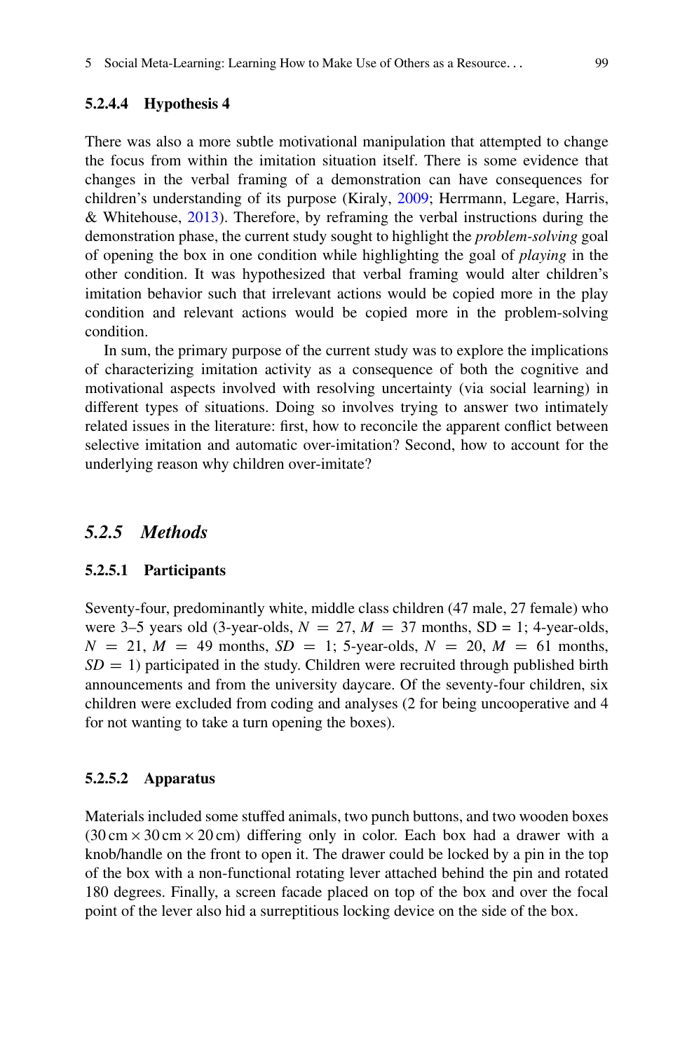#### 5.2.4.4 Hypothesis 4

There was also a more subtle motivational manipulation that attempted to change the focus from within the imitation situation itself. There is some evidence that changes in the verbal framing of a demonstration can have consequences for children's understanding of its purpose (Kiraly, 2009; Herrmann, Legare, Harris, & Whitehouse, 2013). Therefore, by reframing the verbal instructions during the demonstration phase, the current study sought to highlight the *problem-solving* goal of opening the box in one condition while highlighting the goal of *playing* in the other condition. It was hypothesized that verbal framing would alter children's imitation behavior such that irrelevant actions would be copied more in the play condition and relevant actions would be copied more in the problem-solving condition.

In sum, the primary purpose of the current study was to explore the implications of characterizing imitation activity as a consequence of both the cognitive and motivational aspects involved with resolving uncertainty (via social learning) in different types of situations. Doing so involves trying to answer two intimately related issues in the literature: first, how to reconcile the apparent conflict between selective imitation and automatic over-imitation? Second, how to account for the underlying reason why children over-imitate?

### *5.2.5 Methods*

#### 5.2.5.1 Participants

Seventy-four, predominantly white, middle class children (47 male, 27 female) who were 3–5 years old (3-year-olds, $N = 27$, $M = 37$ months, SD = 1; 4-year-olds, $N = 21$, $M = 49$ months, $SD = 1$; 5-year-olds, $N = 20$, $M = 61$ months, $SD = 1$) participated in the study. Children were recruited through published birth announcements and from the university daycare. Of the seventy-four children, six children were excluded from coding and analyses (2 for being uncooperative and 4 for not wanting to take a turn opening the boxes).

#### 5.2.5.2 Apparatus

Materials included some stuffed animals, two punch buttons, and two wooden boxes (30 cm × 30 cm × 20 cm) differing only in color. Each box had a drawer with a knob/handle on the front to open it. The drawer could be locked by a pin in the top of the box with a non-functional rotating lever attached behind the pin and rotated 180 degrees. Finally, a screen facade placed on top of the box and over the focal point of the lever also hid a surreptitious locking device on the side of the box.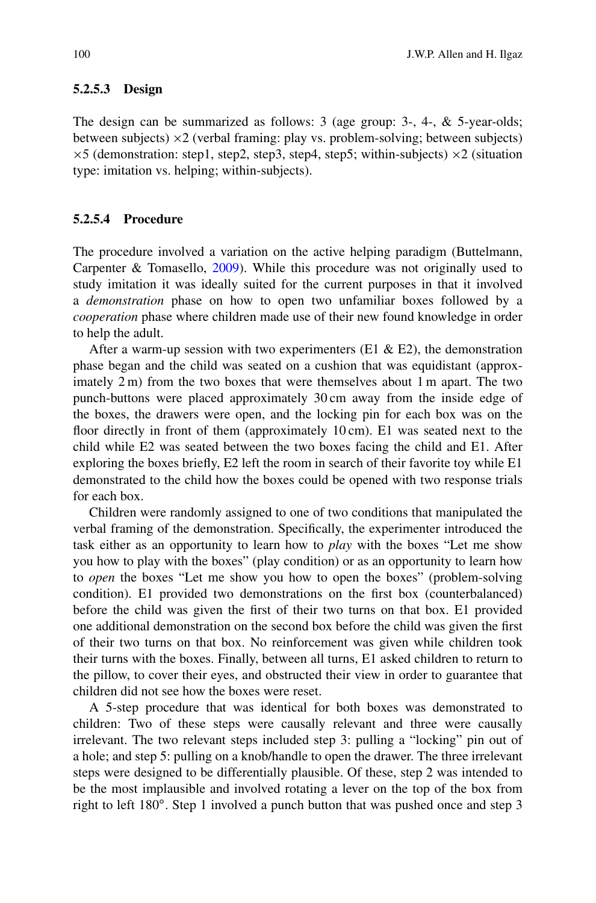#### 5.2.5.3 Design

The design can be summarized as follows: 3 (age group: 3-, 4-, & 5-year-olds; between subjects) ×2 (verbal framing: play vs. problem-solving; between subjects) ×5 (demonstration: step1, step2, step3, step4, step5; within-subjects) ×2 (situation type: imitation vs. helping; within-subjects).

#### 5.2.5.4 Procedure

The procedure involved a variation on the active helping paradigm (Buttelmann, Carpenter & Tomasello, 2009). While this procedure was not originally used to study imitation it was ideally suited for the current purposes in that it involved a *demonstration* phase on how to open two unfamiliar boxes followed by a *cooperation* phase where children made use of their new found knowledge in order to help the adult.

After a warm-up session with two experimenters (E1 & E2), the demonstration phase began and the child was seated on a cushion that was equidistant (approximately 2 m) from the two boxes that were themselves about 1 m apart. The two punch-buttons were placed approximately 30 cm away from the inside edge of the boxes, the drawers were open, and the locking pin for each box was on the floor directly in front of them (approximately 10 cm). E1 was seated next to the child while E2 was seated between the two boxes facing the child and E1. After exploring the boxes briefly, E2 left the room in search of their favorite toy while E1 demonstrated to the child how the boxes could be opened with two response trials for each box.

Children were randomly assigned to one of two conditions that manipulated the verbal framing of the demonstration. Specifically, the experimenter introduced the task either as an opportunity to learn how to *play* with the boxes "Let me show you how to play with the boxes" (play condition) or as an opportunity to learn how to *open* the boxes "Let me show you how to open the boxes" (problem-solving condition). E1 provided two demonstrations on the first box (counterbalanced) before the child was given the first of their two turns on that box. E1 provided one additional demonstration on the second box before the child was given the first of their two turns on that box. No reinforcement was given while children took their turns with the boxes. Finally, between all turns, E1 asked children to return to the pillow, to cover their eyes, and obstructed their view in order to guarantee that children did not see how the boxes were reset.

A 5-step procedure that was identical for both boxes was demonstrated to children: Two of these steps were causally relevant and three were causally irrelevant. The two relevant steps included step 3: pulling a "locking" pin out of a hole; and step 5: pulling on a knob/handle to open the drawer. The three irrelevant steps were designed to be differentially plausible. Of these, step 2 was intended to be the most implausible and involved rotating a lever on the top of the box from right to left 180°. Step 1 involved a punch button that was pushed once and step 3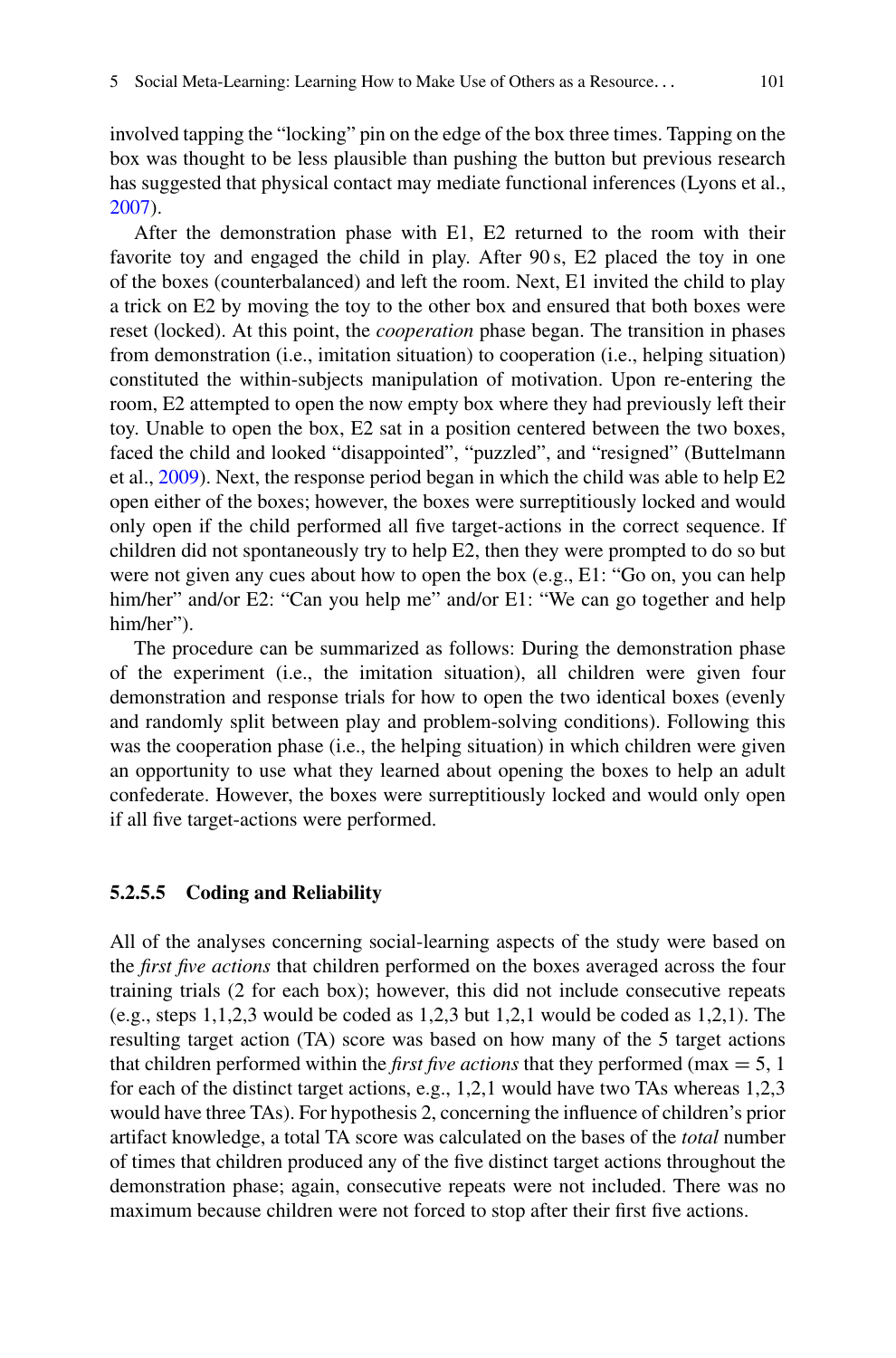involved tapping the "locking" pin on the edge of the box three times. Tapping on the box was thought to be less plausible than pushing the button but previous research has suggested that physical contact may mediate functional inferences (Lyons et al., 2007).

After the demonstration phase with E1, E2 returned to the room with their favorite toy and engaged the child in play. After 90 s, E2 placed the toy in one of the boxes (counterbalanced) and left the room. Next, E1 invited the child to play a trick on E2 by moving the toy to the other box and ensured that both boxes were reset (locked). At this point, the *cooperation* phase began. The transition in phases from demonstration (i.e., imitation situation) to cooperation (i.e., helping situation) constituted the within-subjects manipulation of motivation. Upon re-entering the room, E2 attempted to open the now empty box where they had previously left their toy. Unable to open the box, E2 sat in a position centered between the two boxes, faced the child and looked "disappointed", "puzzled", and "resigned" (Buttelmann et al., 2009). Next, the response period began in which the child was able to help E2 open either of the boxes; however, the boxes were surreptitiously locked and would only open if the child performed all five target-actions in the correct sequence. If children did not spontaneously try to help E2, then they were prompted to do so but were not given any cues about how to open the box (e.g., E1: "Go on, you can help him/her" and/or E2: "Can you help me" and/or E1: "We can go together and help him/her").

The procedure can be summarized as follows: During the demonstration phase of the experiment (i.e., the imitation situation), all children were given four demonstration and response trials for how to open the two identical boxes (evenly and randomly split between play and problem-solving conditions). Following this was the cooperation phase (i.e., the helping situation) in which children were given an opportunity to use what they learned about opening the boxes to help an adult confederate. However, the boxes were surreptitiously locked and would only open if all five target-actions were performed.

#### 5.2.5.5 Coding and Reliability

All of the analyses concerning social-learning aspects of the study were based on the *first five actions* that children performed on the boxes averaged across the four training trials (2 for each box); however, this did not include consecutive repeats (e.g., steps 1,1,2,3 would be coded as 1,2,3 but 1,2,1 would be coded as 1,2,1). The resulting target action (TA) score was based on how many of the 5 target actions that children performed within the *first five actions* that they performed (max = 5, 1 for each of the distinct target actions, e.g., 1,2,1 would have two TAs whereas 1,2,3 would have three TAs). For hypothesis 2, concerning the influence of children's prior artifact knowledge, a total TA score was calculated on the bases of the *total* number of times that children produced any of the five distinct target actions throughout the demonstration phase; again, consecutive repeats were not included. There was no maximum because children were not forced to stop after their first five actions.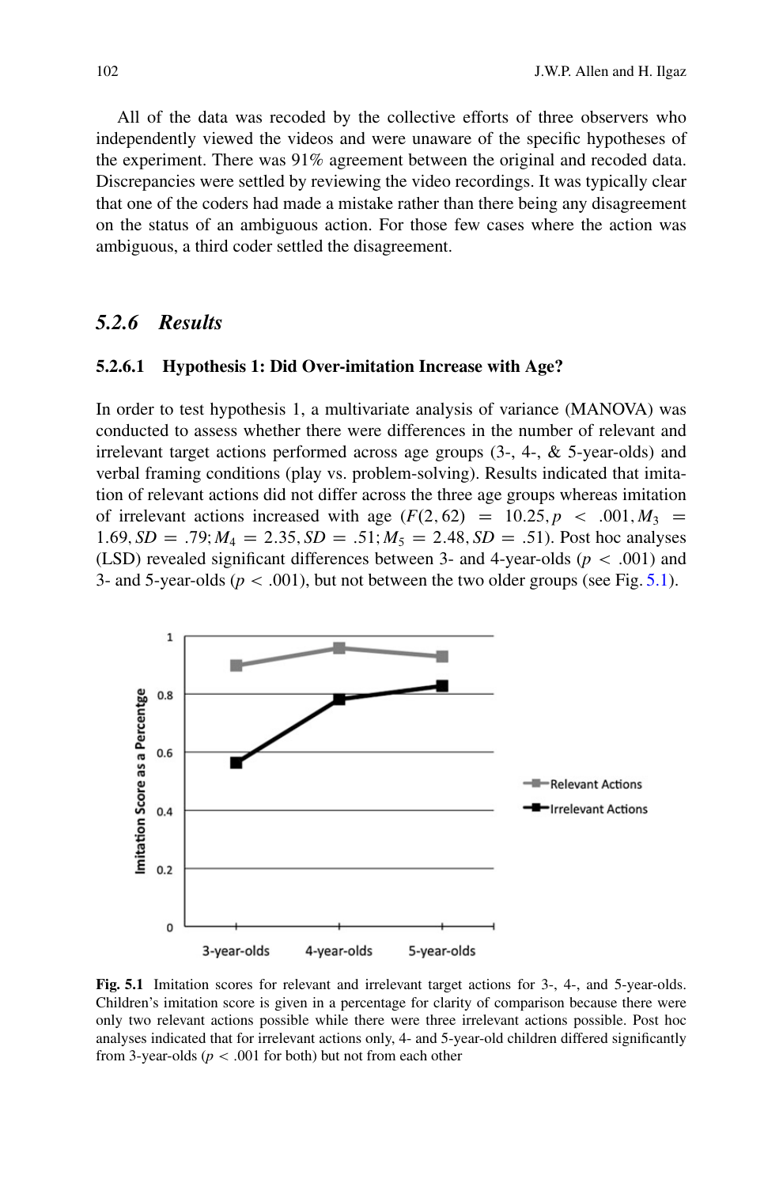All of the data was recoded by the collective efforts of three observers who independently viewed the videos and were unaware of the specific hypotheses of the experiment. There was 91% agreement between the original and recoded data. Discrepancies were settled by reviewing the video recordings. It was typically clear that one of the coders had made a mistake rather than there being any disagreement on the status of an ambiguous action. For those few cases where the action was ambiguous, a third coder settled the disagreement.

### *5.2.6 Results*

#### 5.2.6.1 Hypothesis 1: Did Over-imitation Increase with Age?

In order to test hypothesis 1, a multivariate analysis of variance (MANOVA) was conducted to assess whether there were differences in the number of relevant and irrelevant target actions performed across age groups (3-, 4-, & 5-year-olds) and verbal framing conditions (play vs. problem-solving). Results indicated that imitation of relevant actions did not differ across the three age groups whereas imitation of irrelevant actions increased with age ($F(2, 62) = 10.25, p < .001, M_3 = 1.69, SD = .79; M_4 = 2.35, SD = .51; M_5 = 2.48, SD = .51$). Post hoc analyses (LSD) revealed significant differences between 3- and 4-year-olds ($p < .001$) and 3- and 5-year-olds ($p < .001$), but not between the two older groups (see Fig. 5.1).

Imitation Score as a Percentge
1
0.8
0.6
0.4
0.2
0
3-year-olds
4-year-olds
5-year-olds
Relevant Actions
Irrelevant Actions

**Fig. 5.1** Imitation scores for relevant and irrelevant target actions for 3-, 4-, and 5-year-olds. Children's imitation score is given in a percentage for clarity of comparison because there were only two relevant actions possible while there were three irrelevant actions possible. Post hoc analyses indicated that for irrelevant actions only, 4- and 5-year-old children differed significantly from 3-year-olds ($p < .001$ for both) but not from each other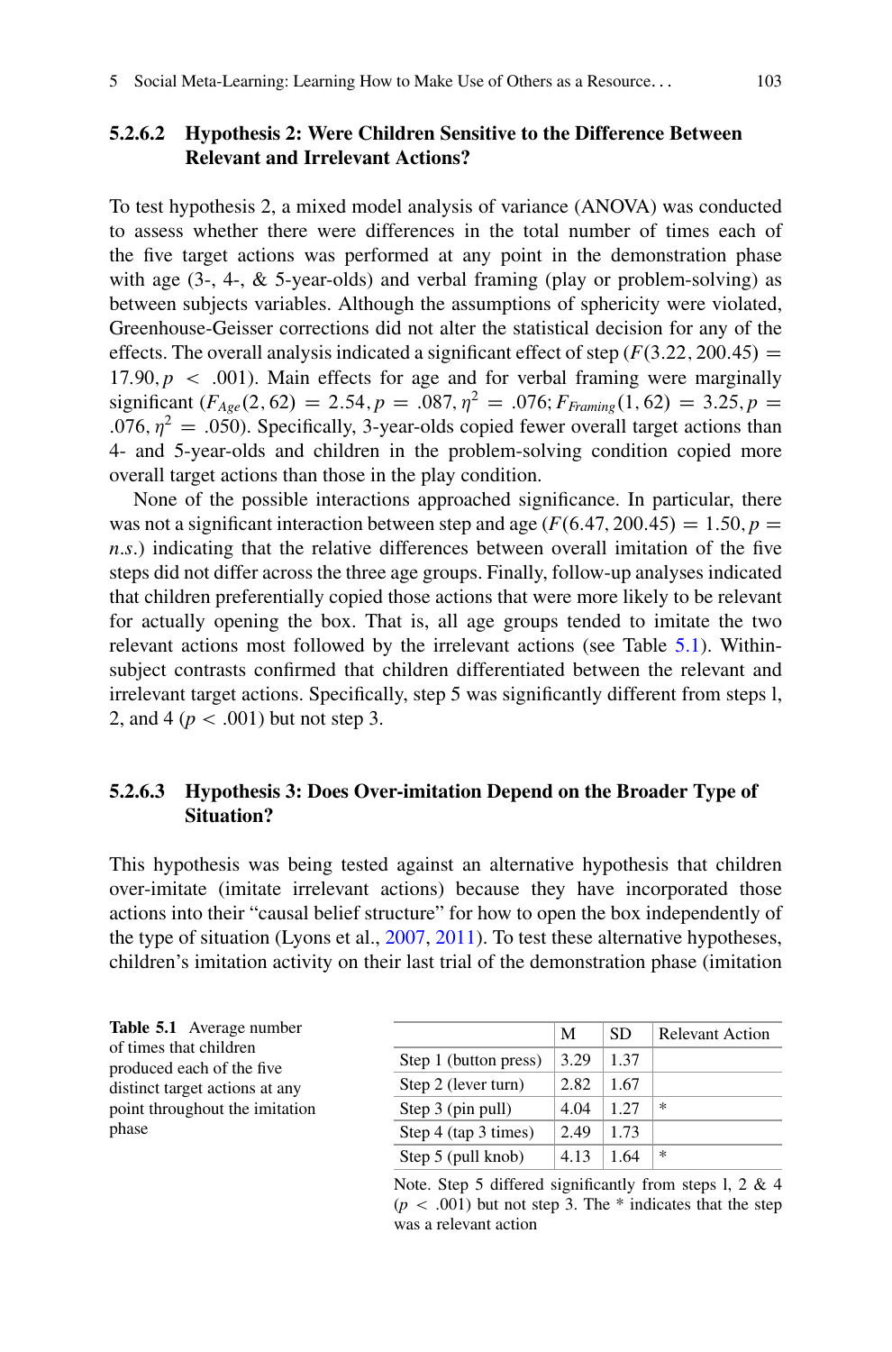### 5.2.6.2 Hypothesis 2: Were Children Sensitive to the Difference Between Relevant and Irrelevant Actions?

To test hypothesis 2, a mixed model analysis of variance (ANOVA) was conducted to assess whether there were differences in the total number of times each of the five target actions was performed at any point in the demonstration phase with age (3-, 4-, & 5-year-olds) and verbal framing (play or problem-solving) as between subjects variables. Although the assumptions of sphericity were violated, Greenhouse-Geisser corrections did not alter the statistical decision for any of the effects. The overall analysis indicated a significant effect of step ($F(3.22, 200.45) = 17.90, p < .001$). Main effects for age and for verbal framing were marginally significant ($F_{Age}(2, 62) = 2.54, p = .087, \eta^2 = .076; F_{Framing}(1, 62) = 3.25, p = .076, \eta^2 = .050$). Specifically, 3-year-olds copied fewer overall target actions than 4- and 5-year-olds and children in the problem-solving condition copied more overall target actions than those in the play condition.

None of the possible interactions approached significance. In particular, there was not a significant interaction between step and age ($F(6.47, 200.45) = 1.50, p = n.s.$) indicating that the relative differences between overall imitation of the five steps did not differ across the three age groups. Finally, follow-up analyses indicated that children preferentially copied those actions that were more likely to be relevant for actually opening the box. That is, all age groups tended to imitate the two relevant actions most followed by the irrelevant actions (see Table 5.1). Within-subject contrasts confirmed that children differentiated between the relevant and irrelevant target actions. Specifically, step 5 was significantly different from steps l, 2, and 4 ($p < .001$) but not step 3.

### 5.2.6.3 Hypothesis 3: Does Over-imitation Depend on the Broader Type of Situation?

This hypothesis was being tested against an alternative hypothesis that children over-imitate (imitate irrelevant actions) because they have incorporated those actions into their "causal belief structure" for how to open the box independently of the type of situation (Lyons et al., 2007, 2011). To test these alternative hypotheses, children's imitation activity on their last trial of the demonstration phase (imitation

**Table 5.1** Average number of times that children produced each of the five distinct target actions at any point throughout the imitation phase

| | M | SD | Relevant Action |
|---|---|---|---|
| Step 1 (button press) | 3.29 | 1.37 | |
| Step 2 (lever turn) | 2.82 | 1.67 | |
| Step 3 (pin pull) | 4.04 | 1.27 | * |
| Step 4 (tap 3 times) | 2.49 | 1.73 | |
| Step 5 (pull knob) | 4.13 | 1.64 | * |

Note. Step 5 differed significantly from steps l, 2 & 4 ($p < .001$) but not step 3. The * indicates that the step was a relevant action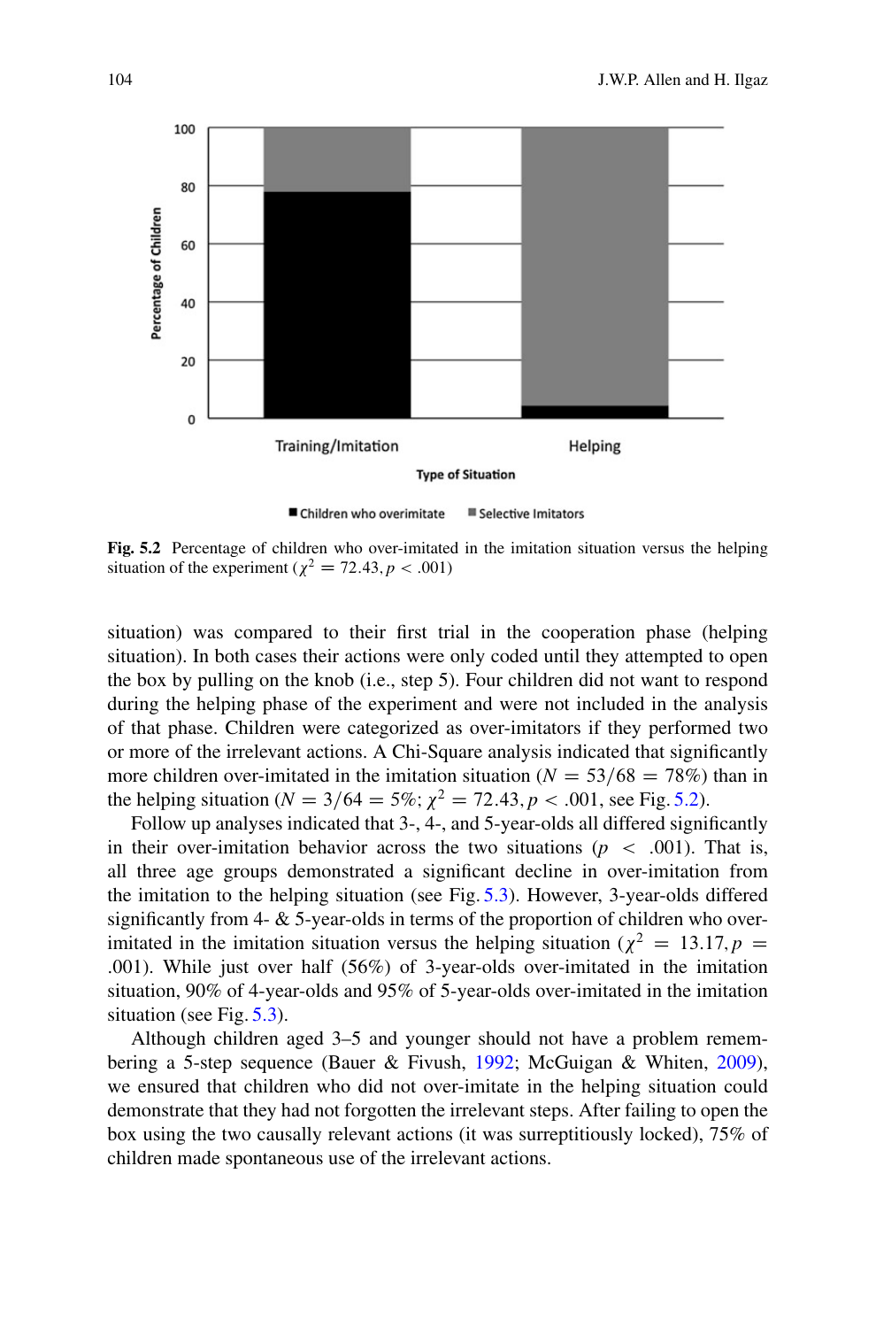Fig. 5.2 Percentage of children who over-imitated in the imitation situation versus the helping situation of the experiment ($\chi^2 = 72.43, p < .001$)

situation) was compared to their first trial in the cooperation phase (helping situation). In both cases their actions were only coded until they attempted to open the box by pulling on the knob (i.e., step 5). Four children did not want to respond during the helping phase of the experiment and were not included in the analysis of that phase. Children were categorized as over-imitators if they performed two or more of the irrelevant actions. A Chi-Square analysis indicated that significantly more children over-imitated in the imitation situation ($N = 53/68 = 78\%$) than in the helping situation ($N = 3/64 = 5\%$; $\chi^2 = 72.43, p < .001$, see Fig. 5.2).

Follow up analyses indicated that 3-, 4-, and 5-year-olds all differed significantly in their over-imitation behavior across the two situations ($p < .001$). That is, all three age groups demonstrated a significant decline in over-imitation from the imitation to the helping situation (see Fig. 5.3). However, 3-year-olds differed significantly from 4- & 5-year-olds in terms of the proportion of children who over-imitated in the imitation situation versus the helping situation ($\chi^2 = 13.17, p = .001$). While just over half (56%) of 3-year-olds over-imitated in the imitation situation, 90% of 4-year-olds and 95% of 5-year-olds over-imitated in the imitation situation (see Fig. 5.3).

Although children aged 3–5 and younger should not have a problem remembering a 5-step sequence (Bauer & Fivush, 1992; McGuigan & Whiten, 2009), we ensured that children who did not over-imitate in the helping situation could demonstrate that they had not forgotten the irrelevant steps. After failing to open the box using the two causally relevant actions (it was surreptitiously locked), 75% of children made spontaneous use of the irrelevant actions.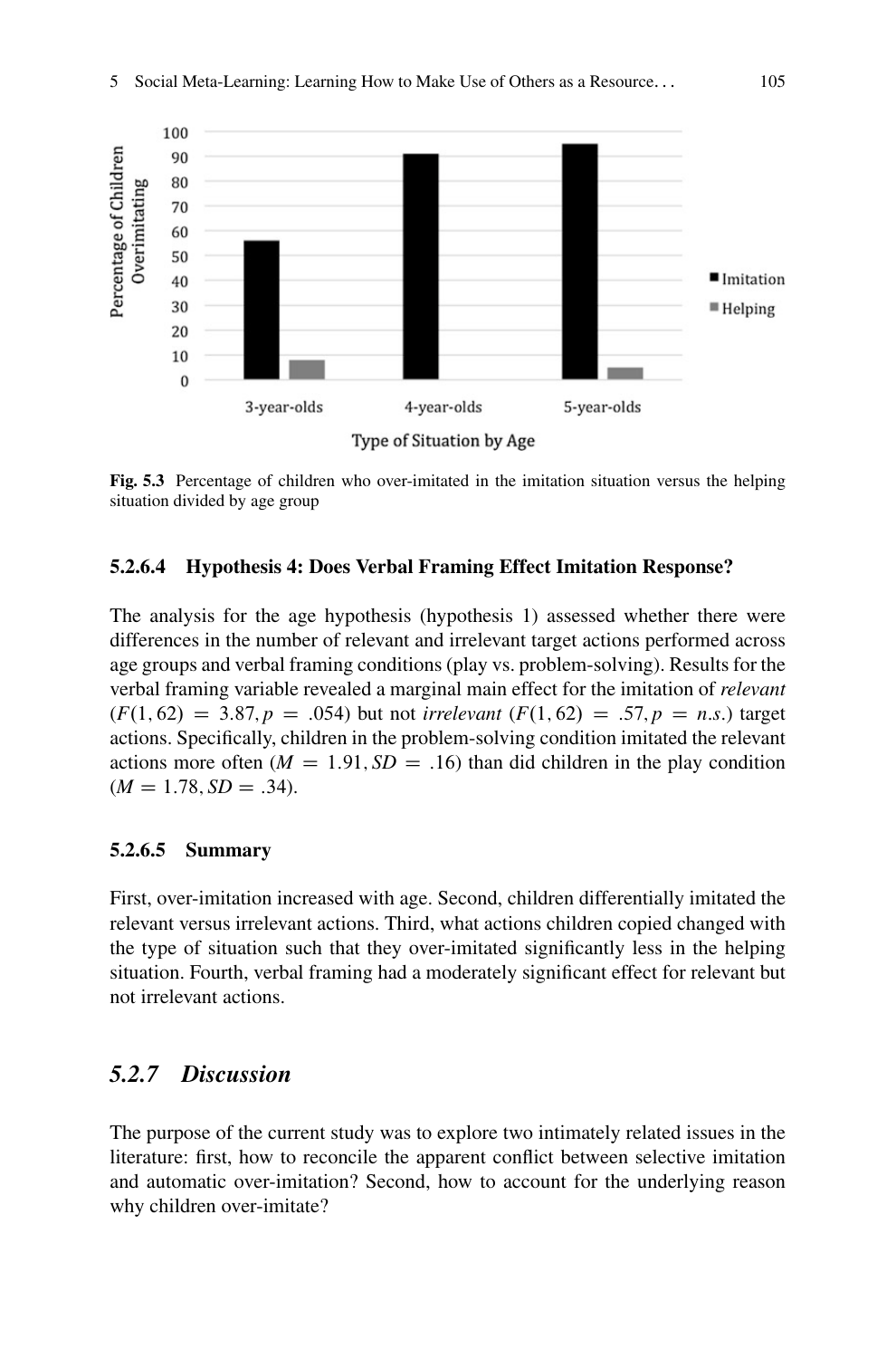100
90
80
70
60
50
40
30
20
10
0

Percentage of Children Overimitating

3-year-olds
4-year-olds
5-year-olds

Type of Situation by Age

■ Imitation
■ Helping

**Fig. 5.3** Percentage of children who over-imitated in the imitation situation versus the helping situation divided by age group

#### 5.2.6.4 Hypothesis 4: Does Verbal Framing Effect Imitation Response?

The analysis for the age hypothesis (hypothesis 1) assessed whether there were differences in the number of relevant and irrelevant target actions performed across age groups and verbal framing conditions (play vs. problem-solving). Results for the verbal framing variable revealed a marginal main effect for the imitation of *relevant* ($F(1, 62) = 3.87, p = .054$) but not *irrelevant* ($F(1, 62) = .57, p = n.s.$) target actions. Specifically, children in the problem-solving condition imitated the relevant actions more often ($M = 1.91, SD = .16$) than did children in the play condition ($M = 1.78, SD = .34$).

#### 5.2.6.5 Summary

First, over-imitation increased with age. Second, children differentially imitated the relevant versus irrelevant actions. Third, what actions children copied changed with the type of situation such that they over-imitated significantly less in the helping situation. Fourth, verbal framing had a moderately significant effect for relevant but not irrelevant actions.

### *5.2.7 Discussion*

The purpose of the current study was to explore two intimately related issues in the literature: first, how to reconcile the apparent conflict between selective imitation and automatic over-imitation? Second, how to account for the underlying reason why children over-imitate?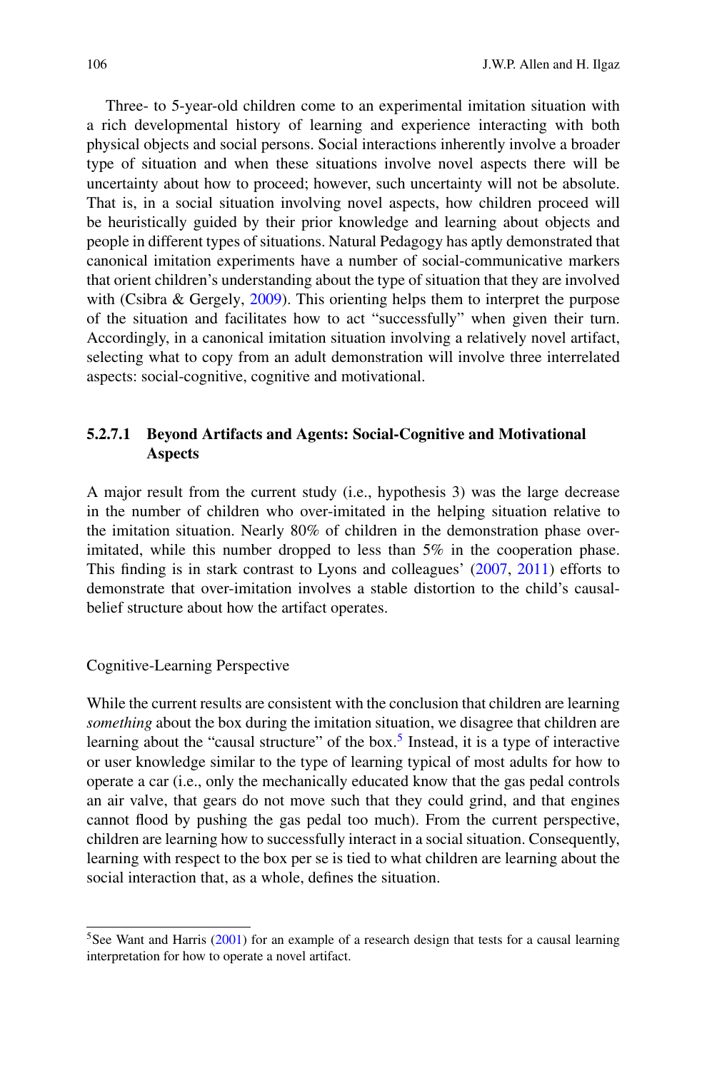Three- to 5-year-old children come to an experimental imitation situation with a rich developmental history of learning and experience interacting with both physical objects and social persons. Social interactions inherently involve a broader type of situation and when these situations involve novel aspects there will be uncertainty about how to proceed; however, such uncertainty will not be absolute. That is, in a social situation involving novel aspects, how children proceed will be heuristically guided by their prior knowledge and learning about objects and people in different types of situations. Natural Pedagogy has aptly demonstrated that canonical imitation experiments have a number of social-communicative markers that orient children's understanding about the type of situation that they are involved with (Csibra & Gergely, 2009). This orienting helps them to interpret the purpose of the situation and facilitates how to act "successfully" when given their turn. Accordingly, in a canonical imitation situation involving a relatively novel artifact, selecting what to copy from an adult demonstration will involve three interrelated aspects: social-cognitive, cognitive and motivational.

#### 5.2.7.1 Beyond Artifacts and Agents: Social-Cognitive and Motivational Aspects

A major result from the current study (i.e., hypothesis 3) was the large decrease in the number of children who over-imitated in the helping situation relative to the imitation situation. Nearly 80% of children in the demonstration phase over-imitated, while this number dropped to less than 5% in the cooperation phase. This finding is in stark contrast to Lyons and colleagues' (2007, 2011) efforts to demonstrate that over-imitation involves a stable distortion to the child's causal-belief structure about how the artifact operates.

Cognitive-Learning Perspective

While the current results are consistent with the conclusion that children are learning *something* about the box during the imitation situation, we disagree that children are learning about the "causal structure" of the box.[5] Instead, it is a type of interactive or user knowledge similar to the type of learning typical of most adults for how to operate a car (i.e., only the mechanically educated know that the gas pedal controls an air valve, that gears do not move such that they could grind, and that engines cannot flood by pushing the gas pedal too much). From the current perspective, children are learning how to successfully interact in a social situation. Consequently, learning with respect to the box per se is tied to what children are learning about the social interaction that, as a whole, defines the situation.

[5] See Want and Harris (2001) for an example of a research design that tests for a causal learning interpretation for how to operate a novel artifact.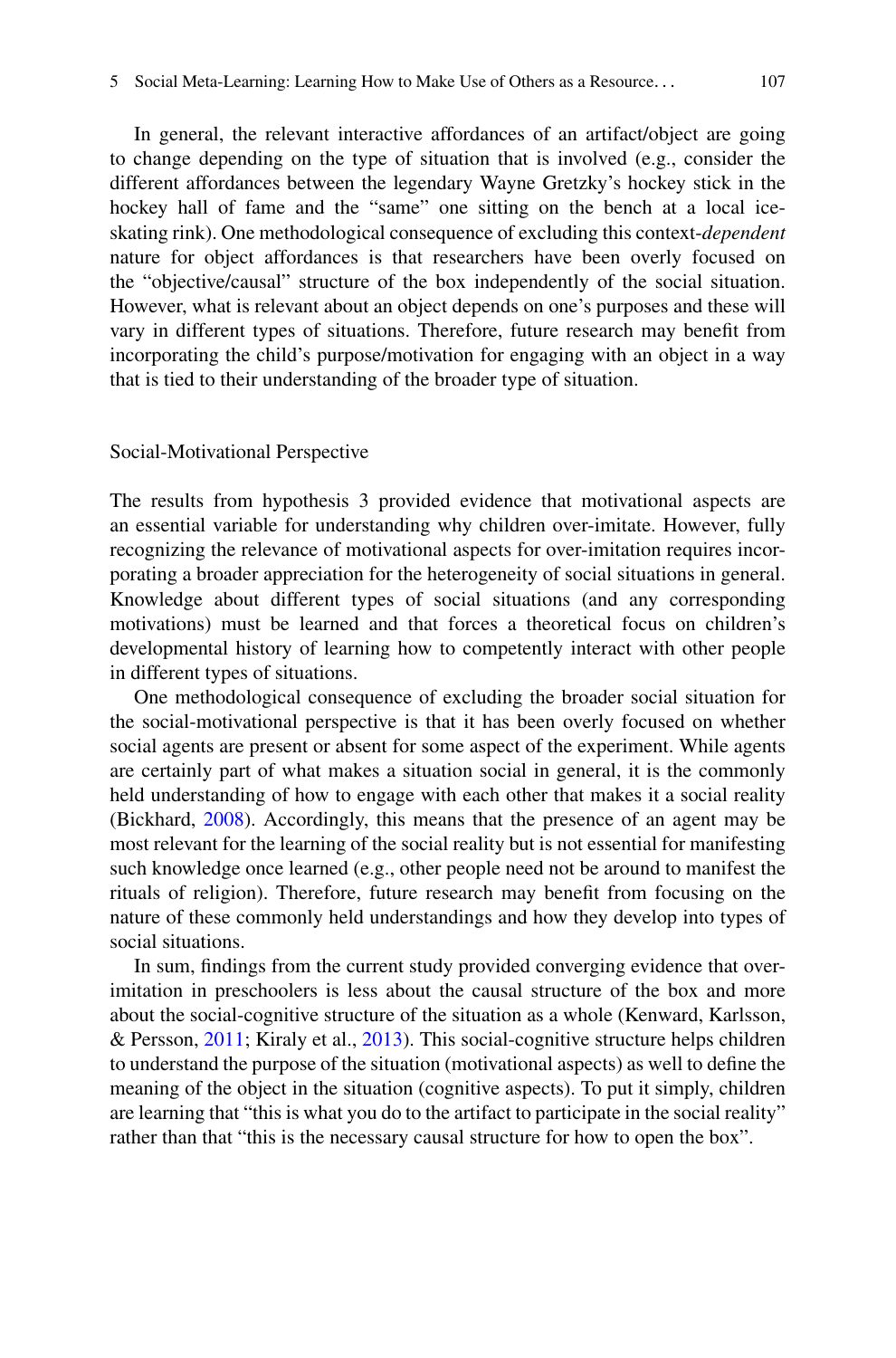In general, the relevant interactive affordances of an artifact/object are going to change depending on the type of situation that is involved (e.g., consider the different affordances between the legendary Wayne Gretzky's hockey stick in the hockey hall of fame and the "same" one sitting on the bench at a local ice-skating rink). One methodological consequence of excluding this context-*dependent* nature for object affordances is that researchers have been overly focused on the "objective/causal" structure of the box independently of the social situation. However, what is relevant about an object depends on one's purposes and these will vary in different types of situations. Therefore, future research may benefit from incorporating the child's purpose/motivation for engaging with an object in a way that is tied to their understanding of the broader type of situation.

### Social-Motivational Perspective

The results from hypothesis 3 provided evidence that motivational aspects are an essential variable for understanding why children over-imitate. However, fully recognizing the relevance of motivational aspects for over-imitation requires incorporating a broader appreciation for the heterogeneity of social situations in general. Knowledge about different types of social situations (and any corresponding motivations) must be learned and that forces a theoretical focus on children's developmental history of learning how to competently interact with other people in different types of situations.

One methodological consequence of excluding the broader social situation for the social-motivational perspective is that it has been overly focused on whether social agents are present or absent for some aspect of the experiment. While agents are certainly part of what makes a situation social in general, it is the commonly held understanding of how to engage with each other that makes it a social reality (Bickhard, 2008). Accordingly, this means that the presence of an agent may be most relevant for the learning of the social reality but is not essential for manifesting such knowledge once learned (e.g., other people need not be around to manifest the rituals of religion). Therefore, future research may benefit from focusing on the nature of these commonly held understandings and how they develop into types of social situations.

In sum, findings from the current study provided converging evidence that over-imitation in preschoolers is less about the causal structure of the box and more about the social-cognitive structure of the situation as a whole (Kenward, Karlsson, & Persson, 2011; Kiraly et al., 2013). This social-cognitive structure helps children to understand the purpose of the situation (motivational aspects) as well to define the meaning of the object in the situation (cognitive aspects). To put it simply, children are learning that "this is what you do to the artifact to participate in the social reality" rather than that "this is the necessary causal structure for how to open the box".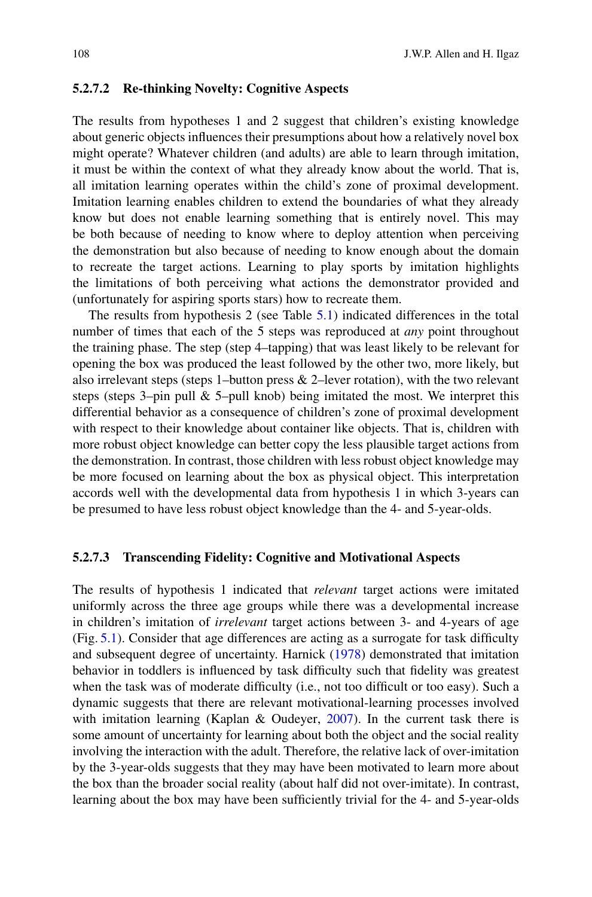#### 5.2.7.2 Re-thinking Novelty: Cognitive Aspects

The results from hypotheses 1 and 2 suggest that children's existing knowledge about generic objects influences their presumptions about how a relatively novel box might operate? Whatever children (and adults) are able to learn through imitation, it must be within the context of what they already know about the world. That is, all imitation learning operates within the child's zone of proximal development. Imitation learning enables children to extend the boundaries of what they already know but does not enable learning something that is entirely novel. This may be both because of needing to know where to deploy attention when perceiving the demonstration but also because of needing to know enough about the domain to recreate the target actions. Learning to play sports by imitation highlights the limitations of both perceiving what actions the demonstrator provided and (unfortunately for aspiring sports stars) how to recreate them.

The results from hypothesis 2 (see Table 5.1) indicated differences in the total number of times that each of the 5 steps was reproduced at *any* point throughout the training phase. The step (step 4–tapping) that was least likely to be relevant for opening the box was produced the least followed by the other two, more likely, but also irrelevant steps (steps 1–button press & 2–lever rotation), with the two relevant steps (steps 3–pin pull & 5–pull knob) being imitated the most. We interpret this differential behavior as a consequence of children's zone of proximal development with respect to their knowledge about container like objects. That is, children with more robust object knowledge can better copy the less plausible target actions from the demonstration. In contrast, those children with less robust object knowledge may be more focused on learning about the box as physical object. This interpretation accords well with the developmental data from hypothesis 1 in which 3-years can be presumed to have less robust object knowledge than the 4- and 5-year-olds.

#### 5.2.7.3 Transcending Fidelity: Cognitive and Motivational Aspects

The results of hypothesis 1 indicated that *relevant* target actions were imitated uniformly across the three age groups while there was a developmental increase in children's imitation of *irrelevant* target actions between 3- and 4-years of age (Fig. 5.1). Consider that age differences are acting as a surrogate for task difficulty and subsequent degree of uncertainty. Harnick (1978) demonstrated that imitation behavior in toddlers is influenced by task difficulty such that fidelity was greatest when the task was of moderate difficulty (i.e., not too difficult or too easy). Such a dynamic suggests that there are relevant motivational-learning processes involved with imitation learning (Kaplan & Oudeyer, 2007). In the current task there is some amount of uncertainty for learning about both the object and the social reality involving the interaction with the adult. Therefore, the relative lack of over-imitation by the 3-year-olds suggests that they may have been motivated to learn more about the box than the broader social reality (about half did not over-imitate). In contrast, learning about the box may have been sufficiently trivial for the 4- and 5-year-olds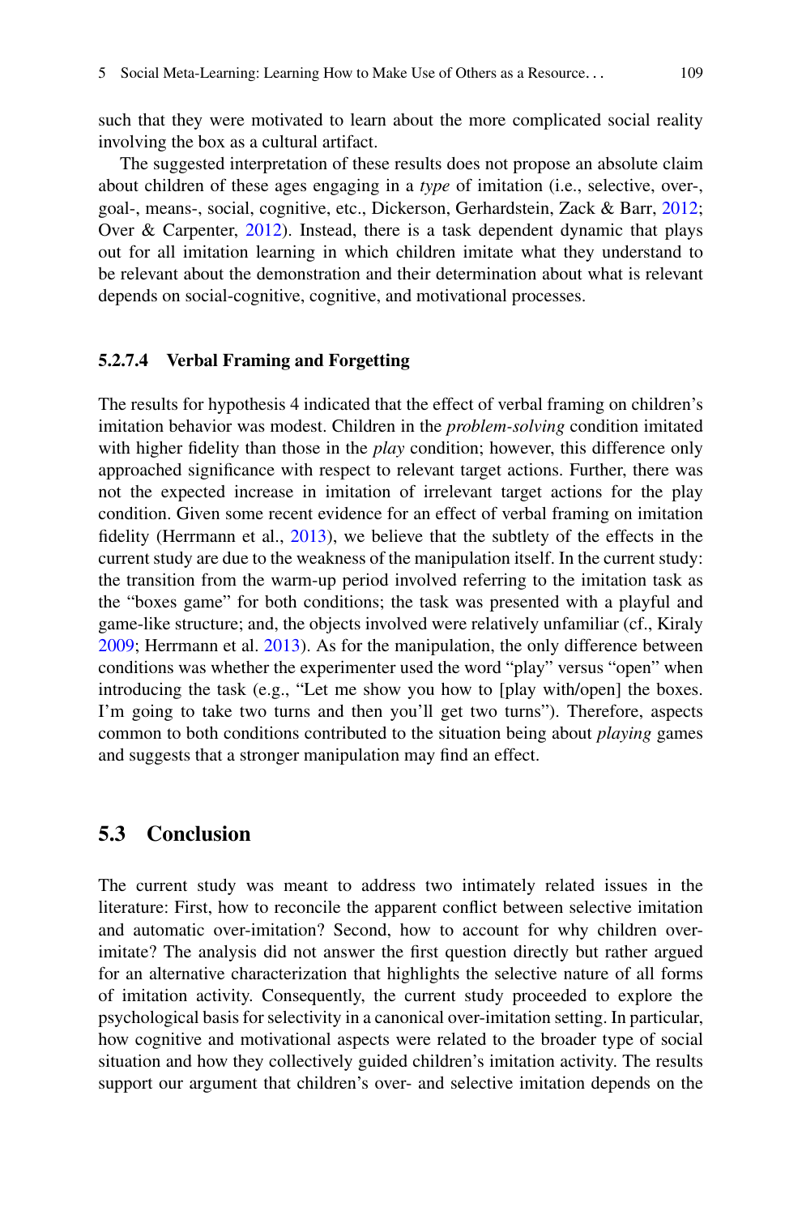such that they were motivated to learn about the more complicated social reality involving the box as a cultural artifact.

The suggested interpretation of these results does not propose an absolute claim about children of these ages engaging in a *type* of imitation (i.e., selective, over-, goal-, means-, social, cognitive, etc., Dickerson, Gerhardstein, Zack & Barr, 2012; Over & Carpenter, 2012). Instead, there is a task dependent dynamic that plays out for all imitation learning in which children imitate what they understand to be relevant about the demonstration and their determination about what is relevant depends on social-cognitive, cognitive, and motivational processes.

#### 5.2.7.4 Verbal Framing and Forgetting

The results for hypothesis 4 indicated that the effect of verbal framing on children's imitation behavior was modest. Children in the *problem-solving* condition imitated with higher fidelity than those in the *play* condition; however, this difference only approached significance with respect to relevant target actions. Further, there was not the expected increase in imitation of irrelevant target actions for the play condition. Given some recent evidence for an effect of verbal framing on imitation fidelity (Herrmann et al., 2013), we believe that the subtlety of the effects in the current study are due to the weakness of the manipulation itself. In the current study: the transition from the warm-up period involved referring to the imitation task as the "boxes game" for both conditions; the task was presented with a playful and game-like structure; and, the objects involved were relatively unfamiliar (cf., Kiraly 2009; Herrmann et al. 2013). As for the manipulation, the only difference between conditions was whether the experimenter used the word "play" versus "open" when introducing the task (e.g., "Let me show you how to [play with/open] the boxes. I'm going to take two turns and then you'll get two turns"). Therefore, aspects common to both conditions contributed to the situation being about *playing* games and suggests that a stronger manipulation may find an effect.

## 5.3 Conclusion

The current study was meant to address two intimately related issues in the literature: First, how to reconcile the apparent conflict between selective imitation and automatic over-imitation? Second, how to account for why children over-imitate? The analysis did not answer the first question directly but rather argued for an alternative characterization that highlights the selective nature of all forms of imitation activity. Consequently, the current study proceeded to explore the psychological basis for selectivity in a canonical over-imitation setting. In particular, how cognitive and motivational aspects were related to the broader type of social situation and how they collectively guided children's imitation activity. The results support our argument that children's over- and selective imitation depends on the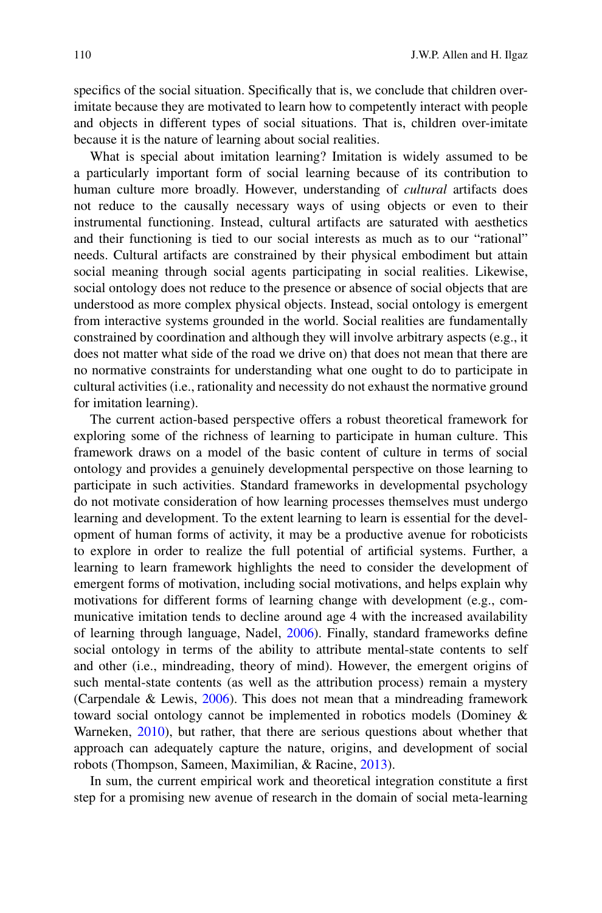specifics of the social situation. Specifically that is, we conclude that children over-imitate because they are motivated to learn how to competently interact with people and objects in different types of social situations. That is, children over-imitate because it is the nature of learning about social realities.

What is special about imitation learning? Imitation is widely assumed to be a particularly important form of social learning because of its contribution to human culture more broadly. However, understanding of *cultural* artifacts does not reduce to the causally necessary ways of using objects or even to their instrumental functioning. Instead, cultural artifacts are saturated with aesthetics and their functioning is tied to our social interests as much as to our "rational" needs. Cultural artifacts are constrained by their physical embodiment but attain social meaning through social agents participating in social realities. Likewise, social ontology does not reduce to the presence or absence of social objects that are understood as more complex physical objects. Instead, social ontology is emergent from interactive systems grounded in the world. Social realities are fundamentally constrained by coordination and although they will involve arbitrary aspects (e.g., it does not matter what side of the road we drive on) that does not mean that there are no normative constraints for understanding what one ought to do to participate in cultural activities (i.e., rationality and necessity do not exhaust the normative ground for imitation learning).

The current action-based perspective offers a robust theoretical framework for exploring some of the richness of learning to participate in human culture. This framework draws on a model of the basic content of culture in terms of social ontology and provides a genuinely developmental perspective on those learning to participate in such activities. Standard frameworks in developmental psychology do not motivate consideration of how learning processes themselves must undergo learning and development. To the extent learning to learn is essential for the development of human forms of activity, it may be a productive avenue for roboticists to explore in order to realize the full potential of artificial systems. Further, a learning to learn framework highlights the need to consider the development of emergent forms of motivation, including social motivations, and helps explain why motivations for different forms of learning change with development (e.g., communicative imitation tends to decline around age 4 with the increased availability of learning through language, Nadel, 2006). Finally, standard frameworks define social ontology in terms of the ability to attribute mental-state contents to self and other (i.e., mindreading, theory of mind). However, the emergent origins of such mental-state contents (as well as the attribution process) remain a mystery (Carpendale & Lewis, 2006). This does not mean that a mindreading framework toward social ontology cannot be implemented in robotics models (Dominey & Warneken, 2010), but rather, that there are serious questions about whether that approach can adequately capture the nature, origins, and development of social robots (Thompson, Sameen, Maximilian, & Racine, 2013).

In sum, the current empirical work and theoretical integration constitute a first step for a promising new avenue of research in the domain of social meta-learning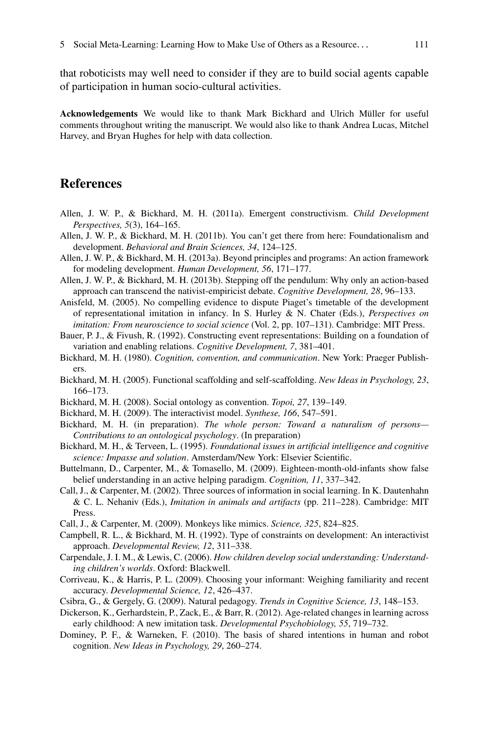that roboticists may well need to consider if they are to build social agents capable of participation in human socio-cultural activities.

**Acknowledgements** We would like to thank Mark Bickhard and Ulrich Müller for useful comments throughout writing the manuscript. We would also like to thank Andrea Lucas, Mitchel Harvey, and Bryan Hughes for help with data collection.

## References

Allen, J. W. P., & Bickhard, M. H. (2011a). Emergent constructivism. *Child Development Perspectives, 5*(3), 164–165.

Allen, J. W. P., & Bickhard, M. H. (2011b). You can't get there from here: Foundationalism and development. *Behavioral and Brain Sciences, 34*, 124–125.

Allen, J. W. P., & Bickhard, M. H. (2013a). Beyond principles and programs: An action framework for modeling development. *Human Development, 56*, 171–177.

Allen, J. W. P., & Bickhard, M. H. (2013b). Stepping off the pendulum: Why only an action-based approach can transcend the nativist-empiricist debate. *Cognitive Development, 28*, 96–133.

Anisfeld, M. (2005). No compelling evidence to dispute Piaget's timetable of the development of representational imitation in infancy. In S. Hurley & N. Chater (Eds.), *Perspectives on imitation: From neuroscience to social science* (Vol. 2, pp. 107–131). Cambridge: MIT Press.

Bauer, P. J., & Fivush, R. (1992). Constructing event representations: Building on a foundation of variation and enabling relations. *Cognitive Development, 7*, 381–401.

Bickhard, M. H. (1980). *Cognition, convention, and communication*. New York: Praeger Publishers.

Bickhard, M. H. (2005). Functional scaffolding and self-scaffolding. *New Ideas in Psychology, 23*, 166–173.

Bickhard, M. H. (2008). Social ontology as convention. *Topoi, 27*, 139–149.

Bickhard, M. H. (2009). The interactivist model. *Synthese, 166*, 547–591.

Bickhard, M. H. (in preparation). *The whole person: Toward a naturalism of persons—Contributions to an ontological psychology*. (In preparation)

Bickhard, M. H., & Terveen, L. (1995). *Foundational issues in artificial intelligence and cognitive science: Impasse and solution*. Amsterdam/New York: Elsevier Scientific.

Buttelmann, D., Carpenter, M., & Tomasello, M. (2009). Eighteen-month-old-infants show false belief understanding in an active helping paradigm. *Cognition, 11*, 337–342.

Call, J., & Carpenter, M. (2002). Three sources of information in social learning. In K. Dautenhahn & C. L. Nehaniv (Eds.), *Imitation in animals and artifacts* (pp. 211–228). Cambridge: MIT Press.

Call, J., & Carpenter, M. (2009). Monkeys like mimics. *Science, 325*, 824–825.

Campbell, R. L., & Bickhard, M. H. (1992). Type of constraints on development: An interactivist approach. *Developmental Review, 12*, 311–338.

Carpendale, J. I. M., & Lewis, C. (2006). *How children develop social understanding: Understanding children's worlds*. Oxford: Blackwell.

Corriveau, K., & Harris, P. L. (2009). Choosing your informant: Weighing familiarity and recent accuracy. *Developmental Science, 12*, 426–437.

Csibra, G., & Gergely, G. (2009). Natural pedagogy. *Trends in Cognitive Science, 13*, 148–153.

Dickerson, K., Gerhardstein, P., Zack, E., & Barr, R. (2012). Age-related changes in learning across early childhood: A new imitation task. *Developmental Psychobiology, 55*, 719–732.

Dominey, P. F., & Warneken, F. (2010). The basis of shared intentions in human and robot cognition. *New Ideas in Psychology, 29*, 260–274.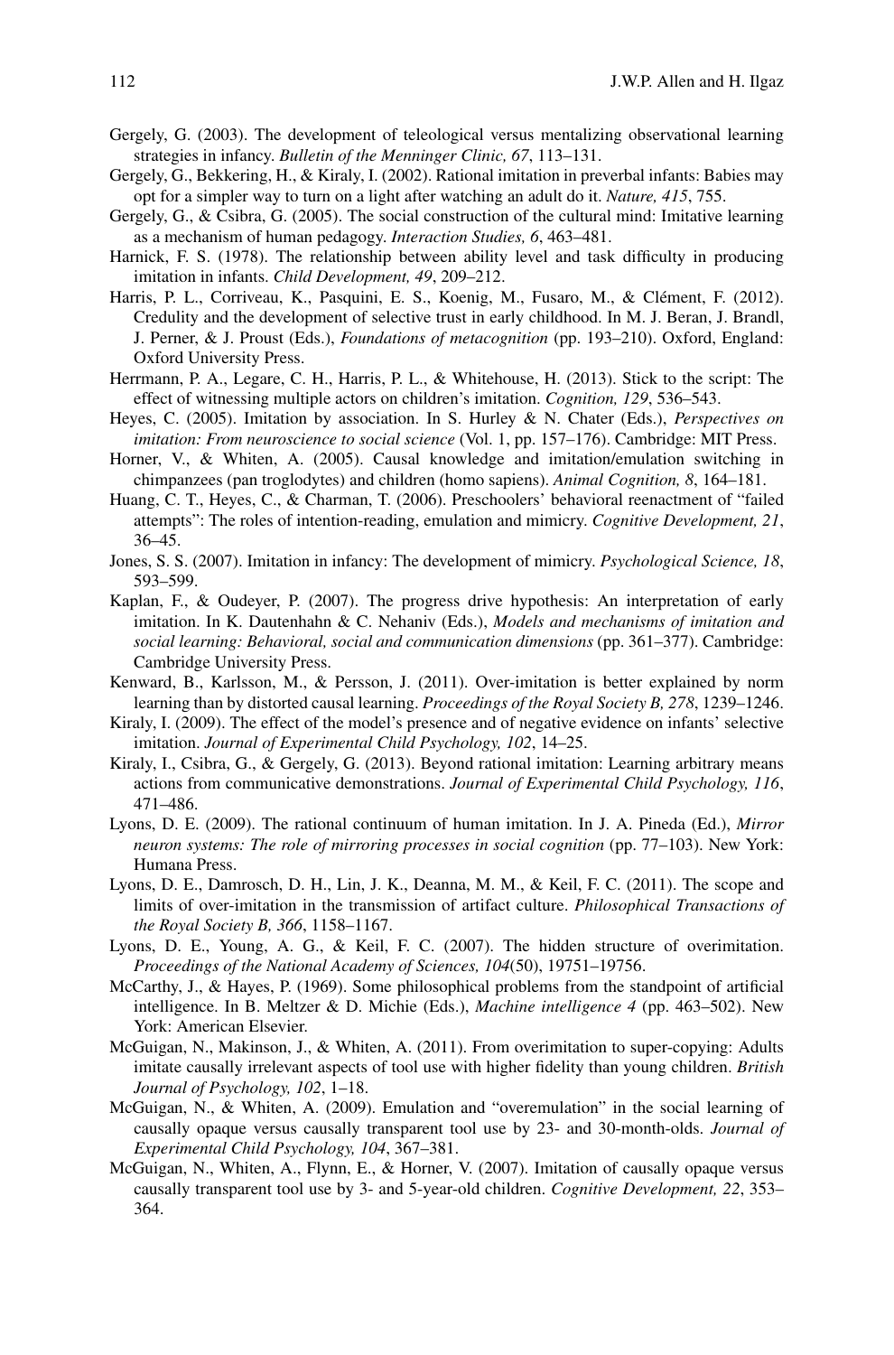Gergely, G. (2003). The development of teleological versus mentalizing observational learning strategies in infancy. *Bulletin of the Menninger Clinic, 67*, 113–131.

Gergely, G., Bekkering, H., & Kiraly, I. (2002). Rational imitation in preverbal infants: Babies may opt for a simpler way to turn on a light after watching an adult do it. *Nature, 415*, 755.

Gergely, G., & Csibra, G. (2005). The social construction of the cultural mind: Imitative learning as a mechanism of human pedagogy. *Interaction Studies, 6*, 463–481.

Harnick, F. S. (1978). The relationship between ability level and task difficulty in producing imitation in infants. *Child Development, 49*, 209–212.

Harris, P. L., Corriveau, K., Pasquini, E. S., Koenig, M., Fusaro, M., & Clément, F. (2012). Credulity and the development of selective trust in early childhood. In M. J. Beran, J. Brandl, J. Perner, & J. Proust (Eds.), *Foundations of metacognition* (pp. 193–210). Oxford, England: Oxford University Press.

Herrmann, P. A., Legare, C. H., Harris, P. L., & Whitehouse, H. (2013). Stick to the script: The effect of witnessing multiple actors on children's imitation. *Cognition, 129*, 536–543.

Heyes, C. (2005). Imitation by association. In S. Hurley & N. Chater (Eds.), *Perspectives on imitation: From neuroscience to social science* (Vol. 1, pp. 157–176). Cambridge: MIT Press.

Horner, V., & Whiten, A. (2005). Causal knowledge and imitation/emulation switching in chimpanzees (pan troglodytes) and children (homo sapiens). *Animal Cognition, 8*, 164–181.

Huang, C. T., Heyes, C., & Charman, T. (2006). Preschoolers' behavioral reenactment of "failed attempts": The roles of intention-reading, emulation and mimicry. *Cognitive Development, 21*, 36–45.

Jones, S. S. (2007). Imitation in infancy: The development of mimicry. *Psychological Science, 18*, 593–599.

Kaplan, F., & Oudeyer, P. (2007). The progress drive hypothesis: An interpretation of early imitation. In K. Dautenhahn & C. Nehaniv (Eds.), *Models and mechanisms of imitation and social learning: Behavioral, social and communication dimensions* (pp. 361–377). Cambridge: Cambridge University Press.

Kenward, B., Karlsson, M., & Persson, J. (2011). Over-imitation is better explained by norm learning than by distorted causal learning. *Proceedings of the Royal Society B, 278*, 1239–1246.

Kiraly, I. (2009). The effect of the model's presence and of negative evidence on infants' selective imitation. *Journal of Experimental Child Psychology, 102*, 14–25.

Kiraly, I., Csibra, G., & Gergely, G. (2013). Beyond rational imitation: Learning arbitrary means actions from communicative demonstrations. *Journal of Experimental Child Psychology, 116*, 471–486.

Lyons, D. E. (2009). The rational continuum of human imitation. In J. A. Pineda (Ed.), *Mirror neuron systems: The role of mirroring processes in social cognition* (pp. 77–103). New York: Humana Press.

Lyons, D. E., Damrosch, D. H., Lin, J. K., Deanna, M. M., & Keil, F. C. (2011). The scope and limits of over-imitation in the transmission of artifact culture. *Philosophical Transactions of the Royal Society B, 366*, 1158–1167.

Lyons, D. E., Young, A. G., & Keil, F. C. (2007). The hidden structure of overimitation. *Proceedings of the National Academy of Sciences, 104*(50), 19751–19756.

McCarthy, J., & Hayes, P. (1969). Some philosophical problems from the standpoint of artificial intelligence. In B. Meltzer & D. Michie (Eds.), *Machine intelligence 4* (pp. 463–502). New York: American Elsevier.

McGuigan, N., Makinson, J., & Whiten, A. (2011). From overimitation to super-copying: Adults imitate causally irrelevant aspects of tool use with higher fidelity than young children. *British Journal of Psychology, 102*, 1–18.

McGuigan, N., & Whiten, A. (2009). Emulation and "overemulation" in the social learning of causally opaque versus causally transparent tool use by 23- and 30-month-olds. *Journal of Experimental Child Psychology, 104*, 367–381.

McGuigan, N., Whiten, A., Flynn, E., & Horner, V. (2007). Imitation of causally opaque versus causally transparent tool use by 3- and 5-year-old children. *Cognitive Development, 22*, 353–364.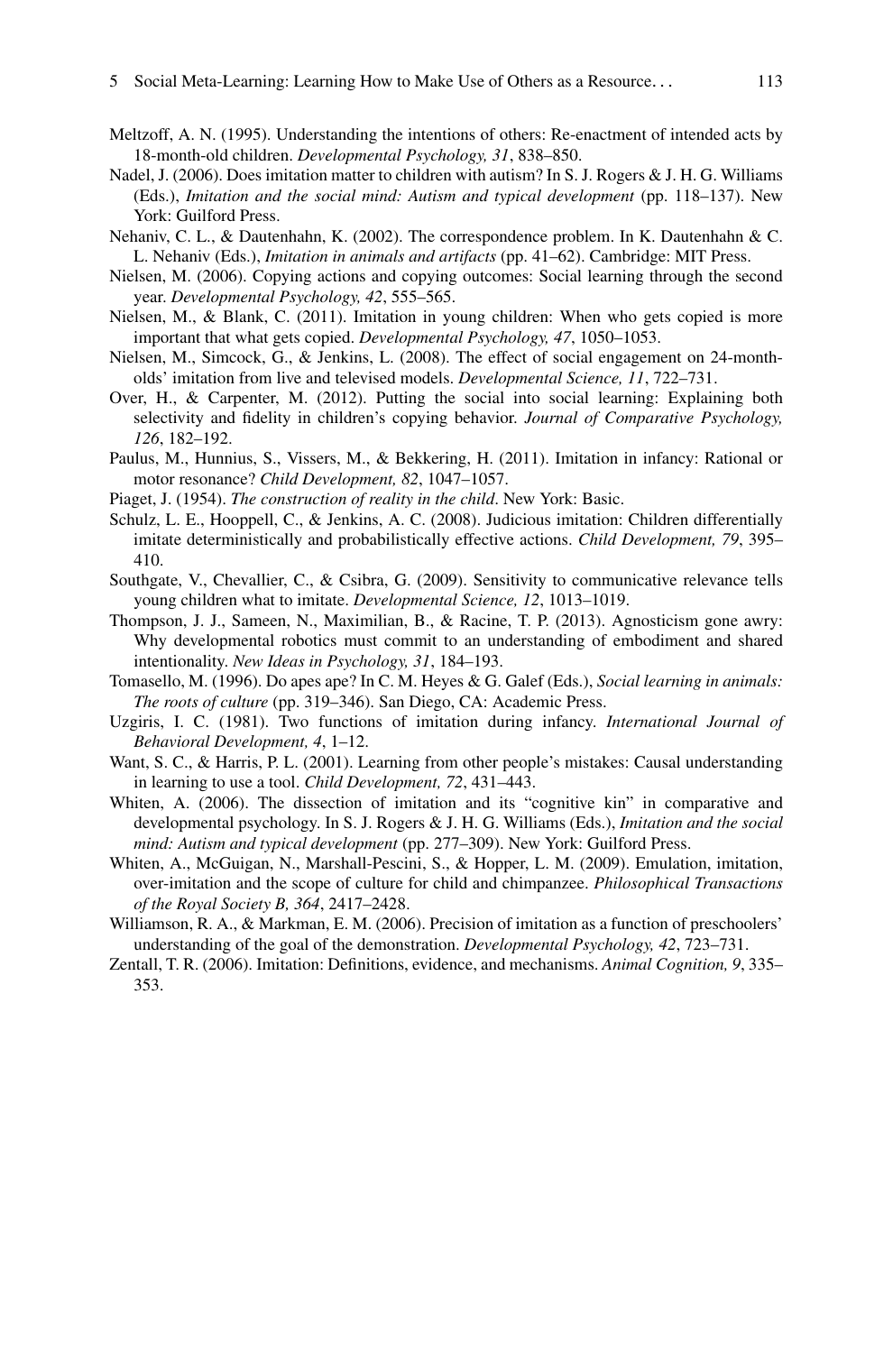Meltzoff, A. N. (1995). Understanding the intentions of others: Re-enactment of intended acts by 18-month-old children. *Developmental Psychology, 31*, 838–850.

Nadel, J. (2006). Does imitation matter to children with autism? In S. J. Rogers & J. H. G. Williams (Eds.), *Imitation and the social mind: Autism and typical development* (pp. 118–137). New York: Guilford Press.

Nehaniv, C. L., & Dautenhahn, K. (2002). The correspondence problem. In K. Dautenhahn & C. L. Nehaniv (Eds.), *Imitation in animals and artifacts* (pp. 41–62). Cambridge: MIT Press.

Nielsen, M. (2006). Copying actions and copying outcomes: Social learning through the second year. *Developmental Psychology, 42*, 555–565.

Nielsen, M., & Blank, C. (2011). Imitation in young children: When who gets copied is more important that what gets copied. *Developmental Psychology, 47*, 1050–1053.

Nielsen, M., Simcock, G., & Jenkins, L. (2008). The effect of social engagement on 24-month-olds' imitation from live and televised models. *Developmental Science, 11*, 722–731.

Over, H., & Carpenter, M. (2012). Putting the social into social learning: Explaining both selectivity and fidelity in children's copying behavior. *Journal of Comparative Psychology, 126*, 182–192.

Paulus, M., Hunnius, S., Vissers, M., & Bekkering, H. (2011). Imitation in infancy: Rational or motor resonance? *Child Development, 82*, 1047–1057.

Piaget, J. (1954). *The construction of reality in the child*. New York: Basic.

Schulz, L. E., Hooppell, C., & Jenkins, A. C. (2008). Judicious imitation: Children differentially imitate deterministically and probabilistically effective actions. *Child Development, 79*, 395–410.

Southgate, V., Chevallier, C., & Csibra, G. (2009). Sensitivity to communicative relevance tells young children what to imitate. *Developmental Science, 12*, 1013–1019.

Thompson, J. J., Sameen, N., Maximilian, B., & Racine, T. P. (2013). Agnosticism gone awry: Why developmental robotics must commit to an understanding of embodiment and shared intentionality. *New Ideas in Psychology, 31*, 184–193.

Tomasello, M. (1996). Do apes ape? In C. M. Heyes & G. Galef (Eds.), *Social learning in animals: The roots of culture* (pp. 319–346). San Diego, CA: Academic Press.

Uzgiris, I. C. (1981). Two functions of imitation during infancy. *International Journal of Behavioral Development, 4*, 1–12.

Want, S. C., & Harris, P. L. (2001). Learning from other people's mistakes: Causal understanding in learning to use a tool. *Child Development, 72*, 431–443.

Whiten, A. (2006). The dissection of imitation and its "cognitive kin" in comparative and developmental psychology. In S. J. Rogers & J. H. G. Williams (Eds.), *Imitation and the social mind: Autism and typical development* (pp. 277–309). New York: Guilford Press.

Whiten, A., McGuigan, N., Marshall-Pescini, S., & Hopper, L. M. (2009). Emulation, imitation, over-imitation and the scope of culture for child and chimpanzee. *Philosophical Transactions of the Royal Society B, 364*, 2417–2428.

Williamson, R. A., & Markman, E. M. (2006). Precision of imitation as a function of preschoolers' understanding of the goal of the demonstration. *Developmental Psychology, 42*, 723–731.

Zentall, T. R. (2006). Imitation: Definitions, evidence, and mechanisms. *Animal Cognition, 9*, 335–353.